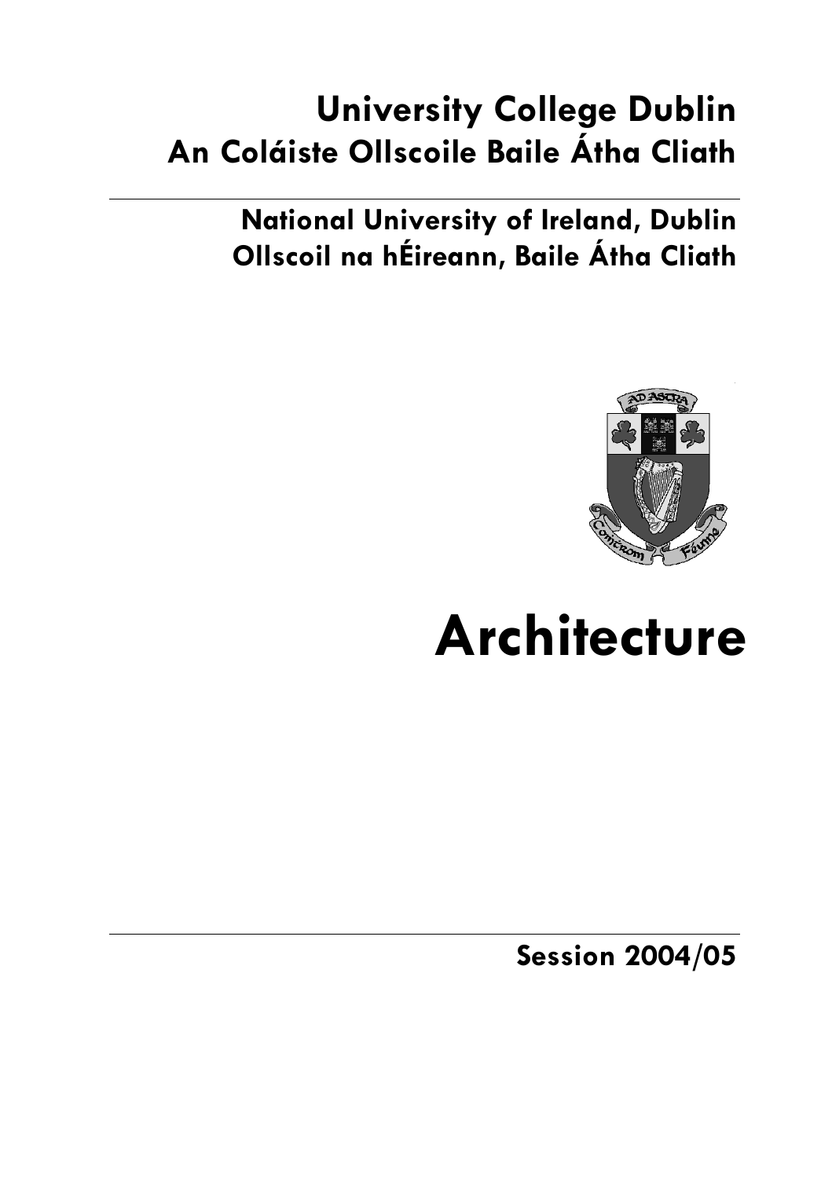# University College Dublin
# An Coláiste Ollscoile Baile Átha Cliath

## National University of Ireland, Dublin
## Ollscoil na hÉireann, Baile Átha Cliath

# Architecture

## Session 2004/05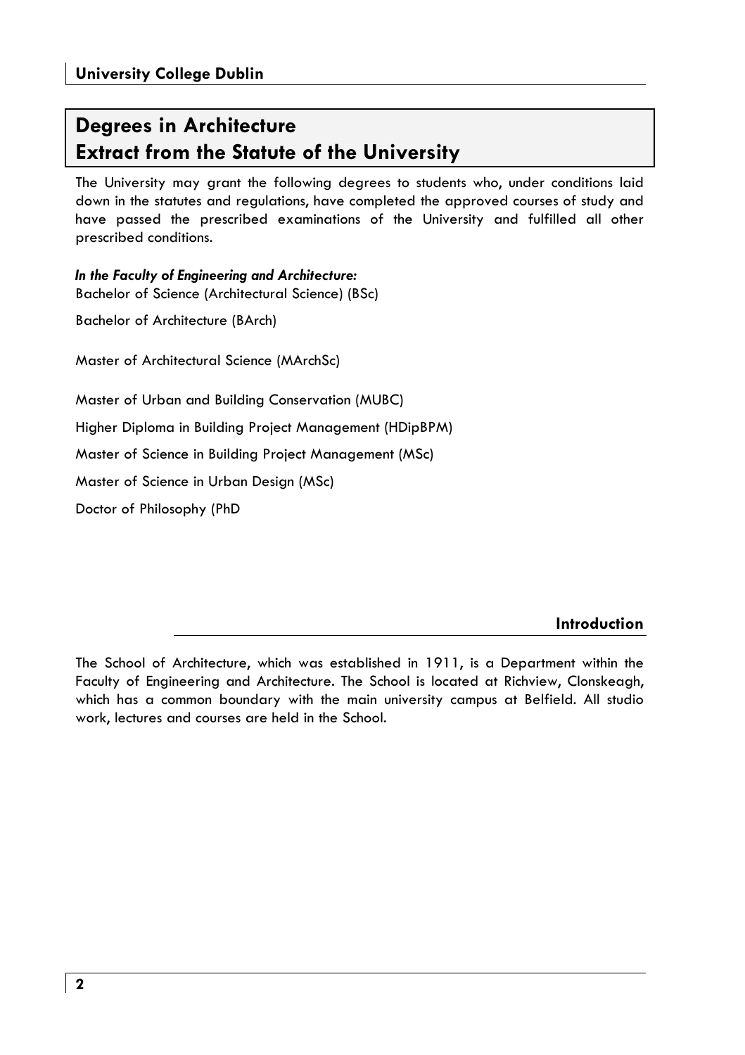# Degrees in Architecture
# Extract from the Statute of the University

The University may grant the following degrees to students who, under conditions laid down in the statutes and regulations, have completed the approved courses of study and have passed the prescribed examinations of the University and fulfilled all other prescribed conditions.

***In the Faculty of Engineering and Architecture:***

Bachelor of Science (Architectural Science) (BSc)

Bachelor of Architecture (BArch)

Master of Architectural Science (MArchSc)

Master of Urban and Building Conservation (MUBC)

Higher Diploma in Building Project Management (HDipBPM)

Master of Science in Building Project Management (MSc)

Master of Science in Urban Design (MSc)

Doctor of Philosophy (PhD

## Introduction

The School of Architecture, which was established in 1911, is a Department within the Faculty of Engineering and Architecture. The School is located at Richview, Clonskeagh, which has a common boundary with the main university campus at Belfield. All studio work, lectures and courses are held in the School.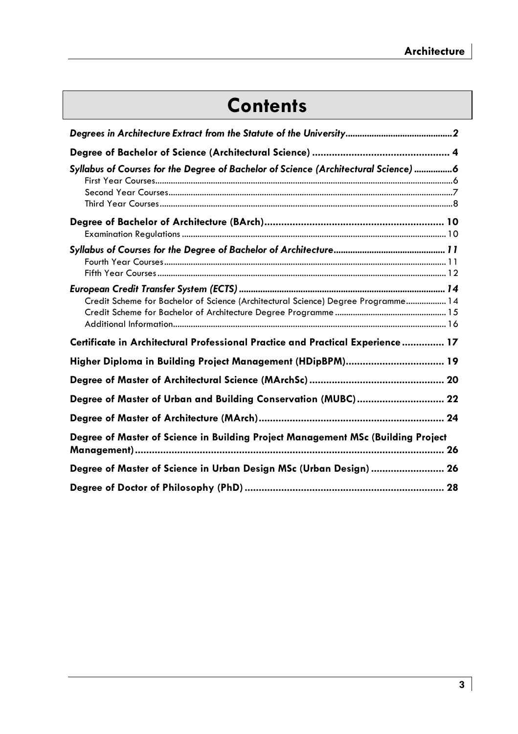# Contents

*Degrees in Architecture Extract from the Statute of the University* ........ 2

**Degree of Bachelor of Science (Architectural Science)** ........ 4

*Syllabus of Courses for the Degree of Bachelor of Science (Architectural Science)* ........ 6

- First Year Courses ........ 6
- Second Year Courses ........ 7
- Third Year Courses ........ 8

**Degree of Bachelor of Architecture (BArch)** ........ 10

- Examination Regulations ........ 10

*Syllabus of Courses for the Degree of Bachelor of Architecture* ........ 11

- Fourth Year Courses ........ 11
- Fifth Year Courses ........ 12

*European Credit Transfer System (ECTS)* ........ 14

- Credit Scheme for Bachelor of Science (Architectural Science) Degree Programme ........ 14
- Credit Scheme for Bachelor of Architecture Degree Programme ........ 15
- Additional Information ........ 16

**Certificate in Architectural Professional Practice and Practical Experience** ........ 17

**Higher Diploma in Building Project Management (HDipBPM)** ........ 19

**Degree of Master of Architectural Science (MArchSc)** ........ 20

**Degree of Master of Urban and Building Conservation (MUBC)** ........ 22

**Degree of Master of Architecture (MArch)** ........ 24

**Degree of Master of Science in Building Project Management MSc (Building Project Management)** ........ 26

**Degree of Master of Science in Urban Design MSc (Urban Design)** ........ 26

**Degree of Doctor of Philosophy (PhD)** ........ 28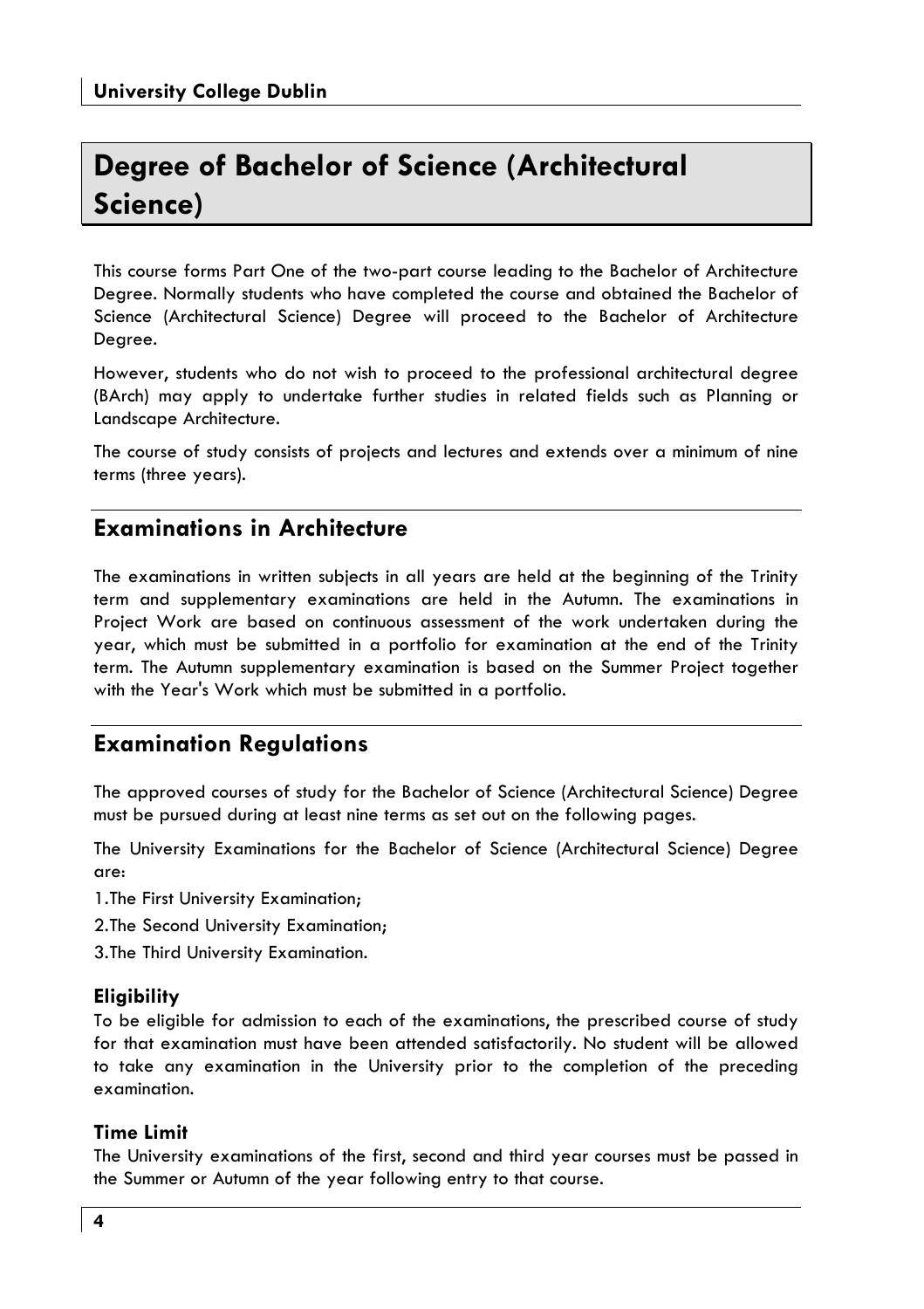# Degree of Bachelor of Science (Architectural Science)

This course forms Part One of the two-part course leading to the Bachelor of Architecture Degree. Normally students who have completed the course and obtained the Bachelor of Science (Architectural Science) Degree will proceed to the Bachelor of Architecture Degree.

However, students who do not wish to proceed to the professional architectural degree (BArch) may apply to undertake further studies in related fields such as Planning or Landscape Architecture.

The course of study consists of projects and lectures and extends over a minimum of nine terms (three years).

## Examinations in Architecture

The examinations in written subjects in all years are held at the beginning of the Trinity term and supplementary examinations are held in the Autumn. The examinations in Project Work are based on continuous assessment of the work undertaken during the year, which must be submitted in a portfolio for examination at the end of the Trinity term. The Autumn supplementary examination is based on the Summer Project together with the Year's Work which must be submitted in a portfolio.

## Examination Regulations

The approved courses of study for the Bachelor of Science (Architectural Science) Degree must be pursued during at least nine terms as set out on the following pages.

The University Examinations for the Bachelor of Science (Architectural Science) Degree are:

1. The First University Examination;
2. The Second University Examination;
3. The Third University Examination.

### Eligibility

To be eligible for admission to each of the examinations, the prescribed course of study for that examination must have been attended satisfactorily. No student will be allowed to take any examination in the University prior to the completion of the preceding examination.

### Time Limit

The University examinations of the first, second and third year courses must be passed in the Summer or Autumn of the year following entry to that course.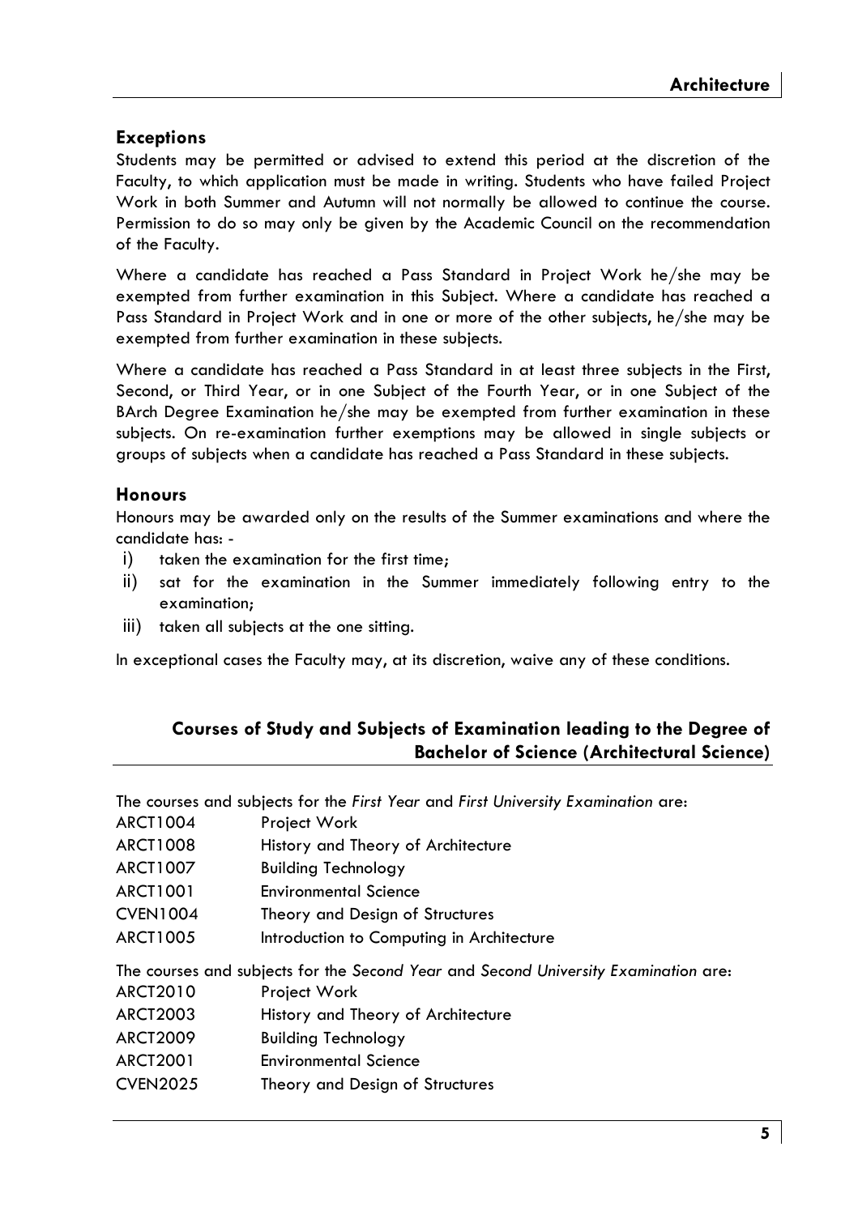### Exceptions

Students may be permitted or advised to extend this period at the discretion of the Faculty, to which application must be made in writing. Students who have failed Project Work in both Summer and Autumn will not normally be allowed to continue the course. Permission to do so may only be given by the Academic Council on the recommendation of the Faculty.

Where a candidate has reached a Pass Standard in Project Work he/she may be exempted from further examination in this Subject. Where a candidate has reached a Pass Standard in Project Work and in one or more of the other subjects, he/she may be exempted from further examination in these subjects.

Where a candidate has reached a Pass Standard in at least three subjects in the First, Second, or Third Year, or in one Subject of the Fourth Year, or in one Subject of the BArch Degree Examination he/she may be exempted from further examination in these subjects. On re-examination further exemptions may be allowed in single subjects or groups of subjects when a candidate has reached a Pass Standard in these subjects.

### Honours

Honours may be awarded only on the results of the Summer examinations and where the candidate has: -

i) taken the examination for the first time;
ii) sat for the examination in the Summer immediately following entry to the examination;
iii) taken all subjects at the one sitting.

In exceptional cases the Faculty may, at its discretion, waive any of these conditions.

## Courses of Study and Subjects of Examination leading to the Degree of Bachelor of Science (Architectural Science)

The courses and subjects for the *First Year* and *First University Examination* are:

| | |
|---|---|
| ARCT1004 | Project Work |
| ARCT1008 | History and Theory of Architecture |
| ARCT1007 | Building Technology |
| ARCT1001 | Environmental Science |
| CVEN1004 | Theory and Design of Structures |
| ARCT1005 | Introduction to Computing in Architecture |

The courses and subjects for the *Second Year* and *Second University Examination* are:

| | |
|---|---|
| ARCT2010 | Project Work |
| ARCT2003 | History and Theory of Architecture |
| ARCT2009 | Building Technology |
| ARCT2001 | Environmental Science |
| CVEN2025 | Theory and Design of Structures |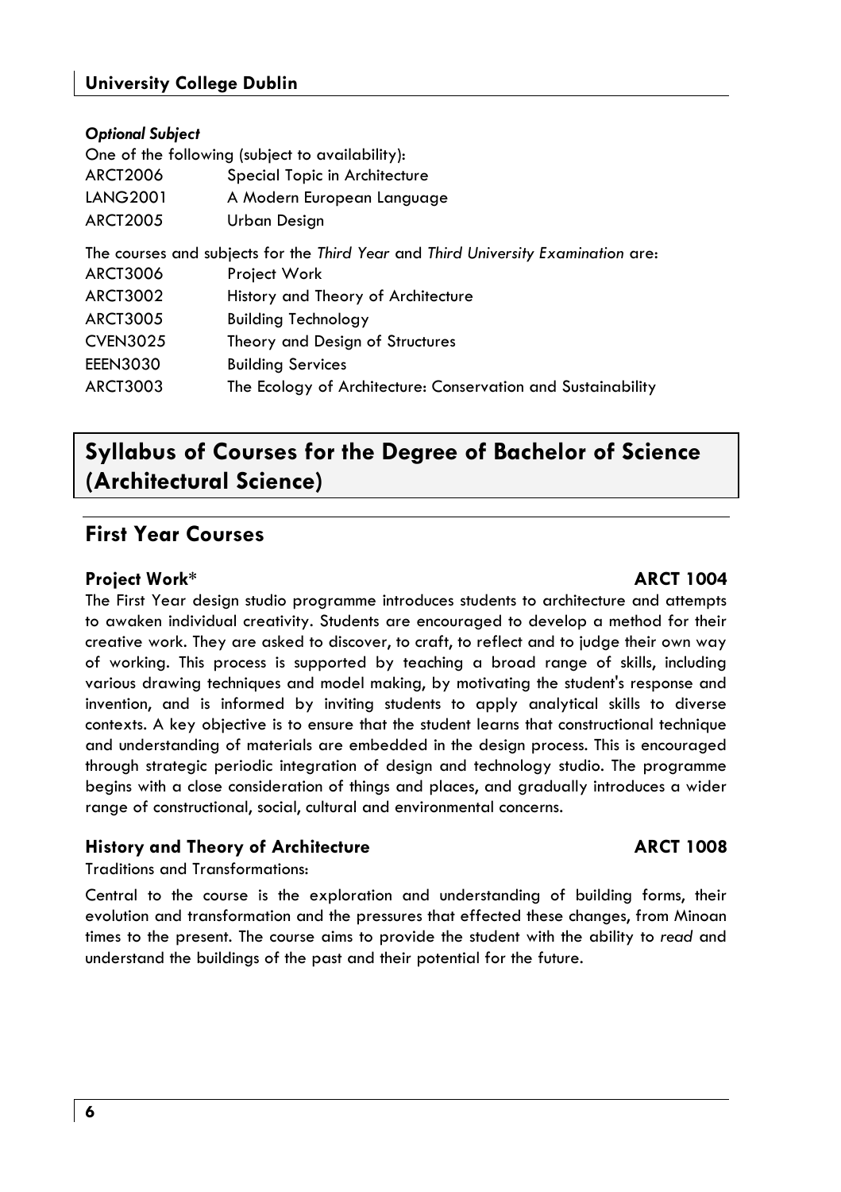***Optional Subject***

One of the following (subject to availability):

| | |
|---|---|
| ARCT2006 | Special Topic in Architecture |
| LANG2001 | A Modern European Language |
| ARCT2005 | Urban Design |

The courses and subjects for the *Third Year* and *Third University Examination* are:

| | |
|---|---|
| ARCT3006 | Project Work |
| ARCT3002 | History and Theory of Architecture |
| ARCT3005 | Building Technology |
| CVEN3025 | Theory and Design of Structures |
| EEEN3030 | Building Services |
| ARCT3003 | The Ecology of Architecture: Conservation and Sustainability |

# Syllabus of Courses for the Degree of Bachelor of Science (Architectural Science)

## First Year Courses

### Project Work* ARCT 1004

The First Year design studio programme introduces students to architecture and attempts to awaken individual creativity. Students are encouraged to develop a method for their creative work. They are asked to discover, to craft, to reflect and to judge their own way of working. This process is supported by teaching a broad range of skills, including various drawing techniques and model making, by motivating the student's response and invention, and is informed by inviting students to apply analytical skills to diverse contexts. A key objective is to ensure that the student learns that constructional technique and understanding of materials are embedded in the design process. This is encouraged through strategic periodic integration of design and technology studio. The programme begins with a close consideration of things and places, and gradually introduces a wider range of constructional, social, cultural and environmental concerns.

### History and Theory of Architecture ARCT 1008

Traditions and Transformations:

Central to the course is the exploration and understanding of building forms, their evolution and transformation and the pressures that effected these changes, from Minoan times to the present. The course aims to provide the student with the ability to *read* and understand the buildings of the past and their potential for the future.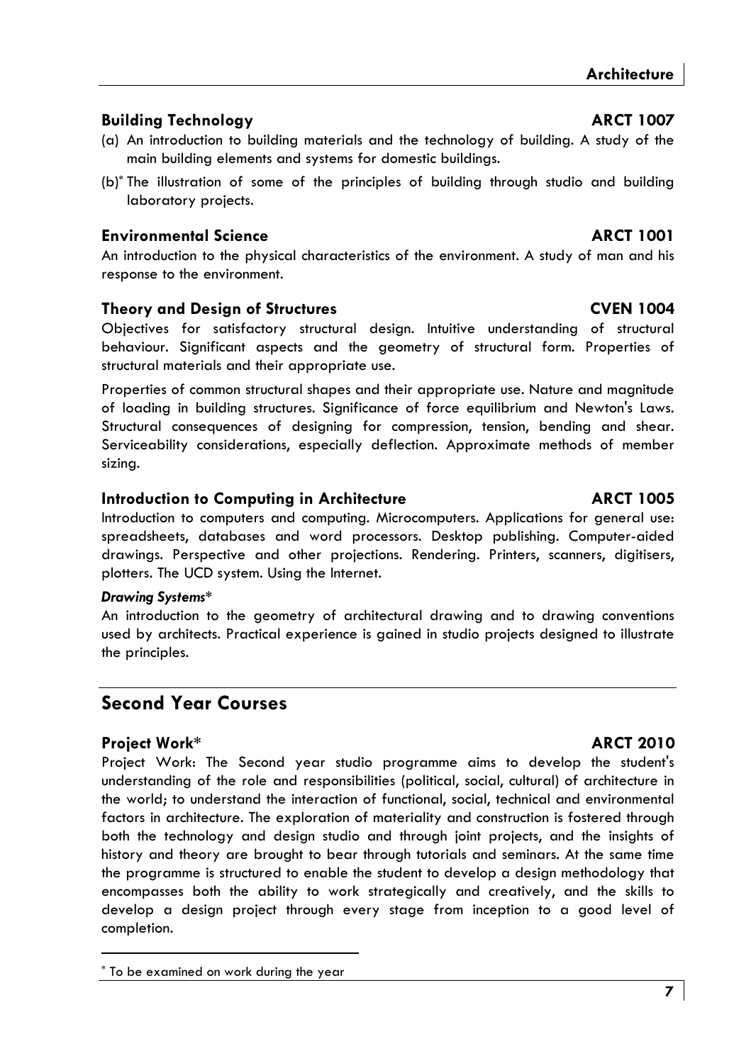### Building Technology ARCT 1007

(a) An introduction to building materials and the technology of building. A study of the main building elements and systems for domestic buildings.

(b)* The illustration of some of the principles of building through studio and building laboratory projects.

### Environmental Science ARCT 1001

An introduction to the physical characteristics of the environment. A study of man and his response to the environment.

### Theory and Design of Structures CVEN 1004

Objectives for satisfactory structural design. Intuitive understanding of structural behaviour. Significant aspects and the geometry of structural form. Properties of structural materials and their appropriate use.

Properties of common structural shapes and their appropriate use. Nature and magnitude of loading in building structures. Significance of force equilibrium and Newton's Laws. Structural consequences of designing for compression, tension, bending and shear. Serviceability considerations, especially deflection. Approximate methods of member sizing.

### Introduction to Computing in Architecture ARCT 1005

Introduction to computers and computing. Microcomputers. Applications for general use: spreadsheets, databases and word processors. Desktop publishing. Computer-aided drawings. Perspective and other projections. Rendering. Printers, scanners, digitisers, plotters. The UCD system. Using the Internet.

***Drawing Systems****

An introduction to the geometry of architectural drawing and to drawing conventions used by architects. Practical experience is gained in studio projects designed to illustrate the principles.

## Second Year Courses

### Project Work* ARCT 2010

Project Work: The Second year studio programme aims to develop the student's understanding of the role and responsibilities (political, social, cultural) of architecture in the world; to understand the interaction of functional, social, technical and environmental factors in architecture. The exploration of materiality and construction is fostered through both the technology and design studio and through joint projects, and the insights of history and theory are brought to bear through tutorials and seminars. At the same time the programme is structured to enable the student to develop a design methodology that encompasses both the ability to work strategically and creatively, and the skills to develop a design project through every stage from inception to a good level of completion.

---

* To be examined on work during the year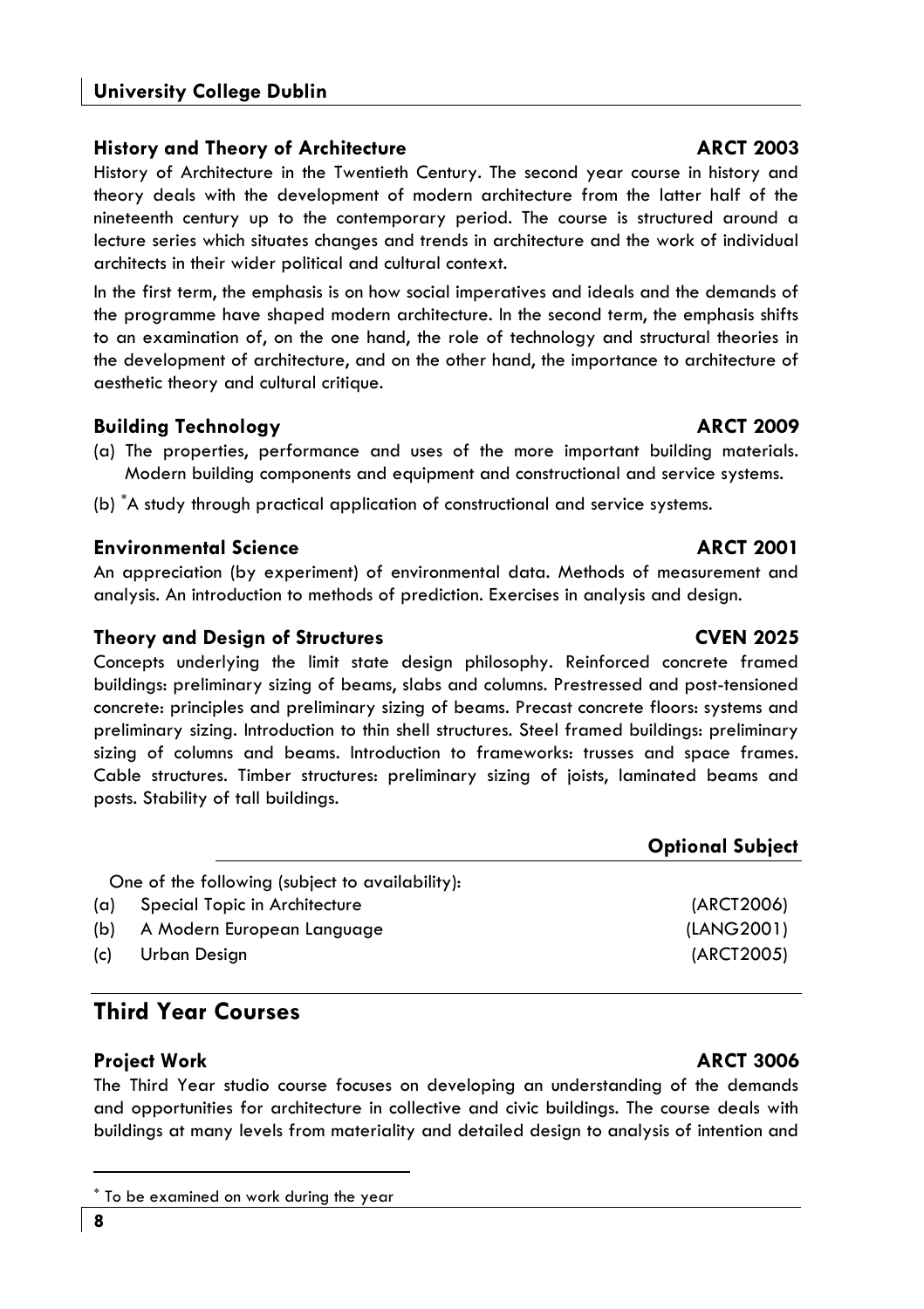### History and Theory of Architecture — ARCT 2003

History of Architecture in the Twentieth Century. The second year course in history and theory deals with the development of modern architecture from the latter half of the nineteenth century up to the contemporary period. The course is structured around a lecture series which situates changes and trends in architecture and the work of individual architects in their wider political and cultural context.

In the first term, the emphasis is on how social imperatives and ideals and the demands of the programme have shaped modern architecture. In the second term, the emphasis shifts to an examination of, on the one hand, the role of technology and structural theories in the development of architecture, and on the other hand, the importance to architecture of aesthetic theory and cultural critique.

### Building Technology — ARCT 2009

(a) The properties, performance and uses of the more important building materials. Modern building components and equipment and constructional and service systems.

(b) *A study through practical application of constructional and service systems.

### Environmental Science — ARCT 2001

An appreciation (by experiment) of environmental data. Methods of measurement and analysis. An introduction to methods of prediction. Exercises in analysis and design.

### Theory and Design of Structures — CVEN 2025

Concepts underlying the limit state design philosophy. Reinforced concrete framed buildings: preliminary sizing of beams, slabs and columns. Prestressed and post-tensioned concrete: principles and preliminary sizing of beams. Precast concrete floors: systems and preliminary sizing. Introduction to thin shell structures. Steel framed buildings: preliminary sizing of columns and beams. Introduction to frameworks: trusses and space frames. Cable structures. Timber structures: preliminary sizing of joists, laminated beams and posts. Stability of tall buildings.

### Optional Subject

One of the following (subject to availability):

| | | |
|---|---|---|
| (a) | Special Topic in Architecture | (ARCT2006) |
| (b) | A Modern European Language | (LANG2001) |
| (c) | Urban Design | (ARCT2005) |

## Third Year Courses

### Project Work — ARCT 3006

The Third Year studio course focuses on developing an understanding of the demands and opportunities for architecture in collective and civic buildings. The course deals with buildings at many levels from materiality and detailed design to analysis of intention and

* To be examined on work during the year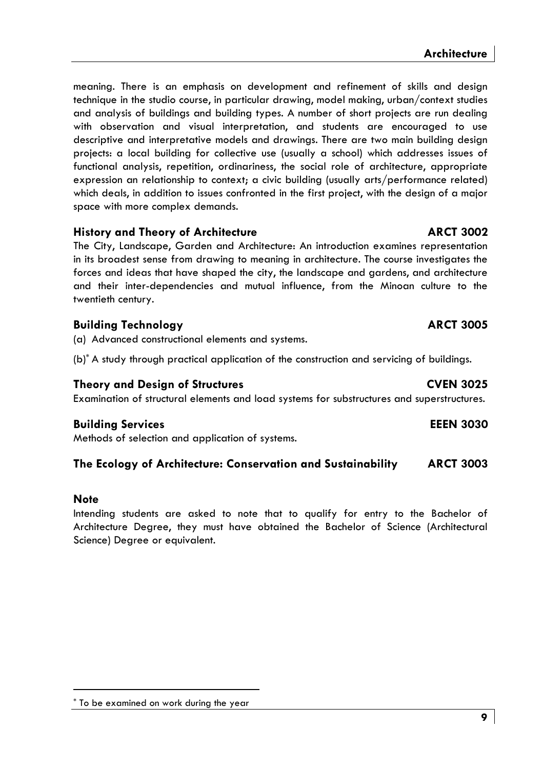meaning. There is an emphasis on development and refinement of skills and design technique in the studio course, in particular drawing, model making, urban/context studies and analysis of buildings and building types. A number of short projects are run dealing with observation and visual interpretation, and students are encouraged to use descriptive and interpretative models and drawings. There are two main building design projects: a local building for collective use (usually a school) which addresses issues of functional analysis, repetition, ordinariness, the social role of architecture, appropriate expression an relationship to context; a civic building (usually arts/performance related) which deals, in addition to issues confronted in the first project, with the design of a major space with more complex demands.

### History and Theory of Architecture — ARCT 3002

The City, Landscape, Garden and Architecture: An introduction examines representation in its broadest sense from drawing to meaning in architecture. The course investigates the forces and ideas that have shaped the city, the landscape and gardens, and architecture and their inter-dependencies and mutual influence, from the Minoan culture to the twentieth century.

### Building Technology — ARCT 3005

(a) Advanced constructional elements and systems.

(b)* A study through practical application of the construction and servicing of buildings.

### Theory and Design of Structures — CVEN 3025

Examination of structural elements and load systems for substructures and superstructures.

### Building Services — EEEN 3030

Methods of selection and application of systems.

### The Ecology of Architecture: Conservation and Sustainability — ARCT 3003

### Note

Intending students are asked to note that to qualify for entry to the Bachelor of Architecture Degree, they must have obtained the Bachelor of Science (Architectural Science) Degree or equivalent.

* To be examined on work during the year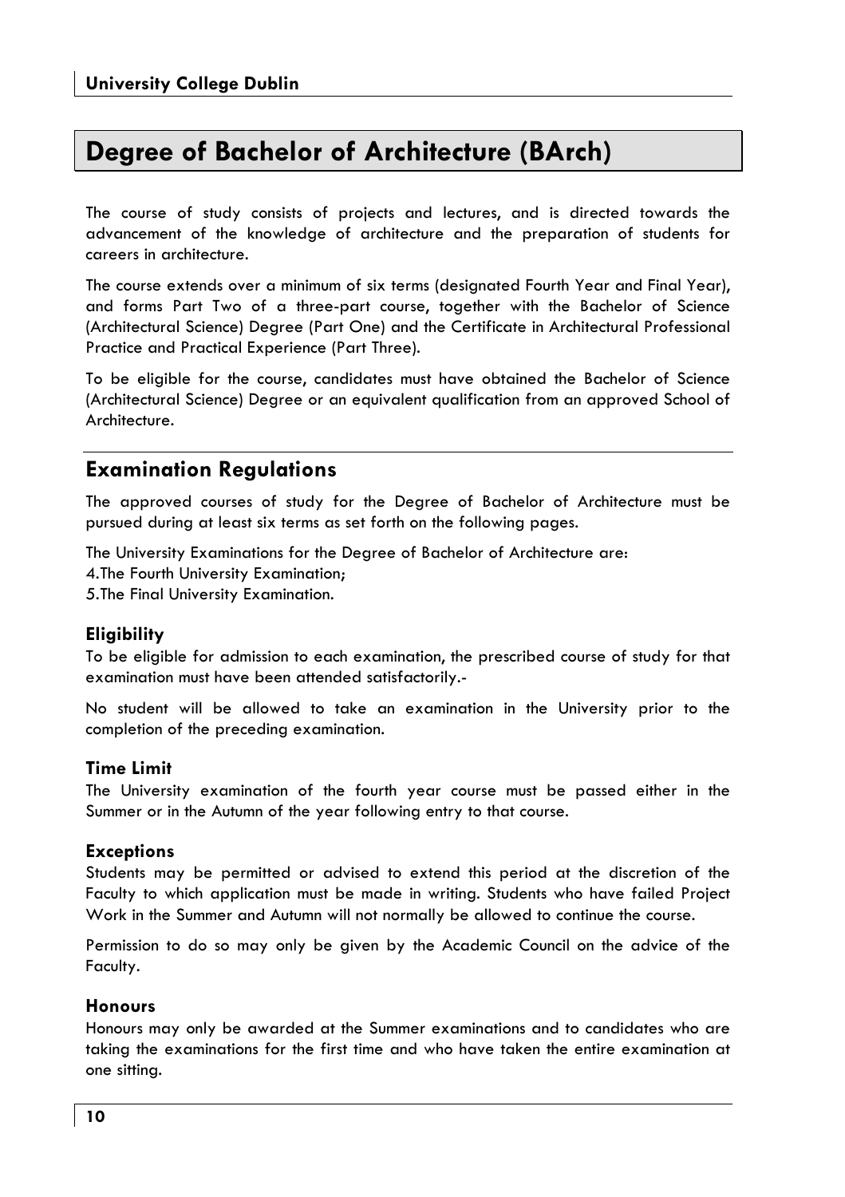# Degree of Bachelor of Architecture (BArch)

The course of study consists of projects and lectures, and is directed towards the advancement of the knowledge of architecture and the preparation of students for careers in architecture.

The course extends over a minimum of six terms (designated Fourth Year and Final Year), and forms Part Two of a three-part course, together with the Bachelor of Science (Architectural Science) Degree (Part One) and the Certificate in Architectural Professional Practice and Practical Experience (Part Three).

To be eligible for the course, candidates must have obtained the Bachelor of Science (Architectural Science) Degree or an equivalent qualification from an approved School of Architecture.

## Examination Regulations

The approved courses of study for the Degree of Bachelor of Architecture must be pursued during at least six terms as set forth on the following pages.

The University Examinations for the Degree of Bachelor of Architecture are:

4. The Fourth University Examination;
5. The Final University Examination.

### Eligibility

To be eligible for admission to each examination, the prescribed course of study for that examination must have been attended satisfactorily.-

No student will be allowed to take an examination in the University prior to the completion of the preceding examination.

### Time Limit

The University examination of the fourth year course must be passed either in the Summer or in the Autumn of the year following entry to that course.

### Exceptions

Students may be permitted or advised to extend this period at the discretion of the Faculty to which application must be made in writing. Students who have failed Project Work in the Summer and Autumn will not normally be allowed to continue the course.

Permission to do so may only be given by the Academic Council on the advice of the Faculty.

### Honours

Honours may only be awarded at the Summer examinations and to candidates who are taking the examinations for the first time and who have taken the entire examination at one sitting.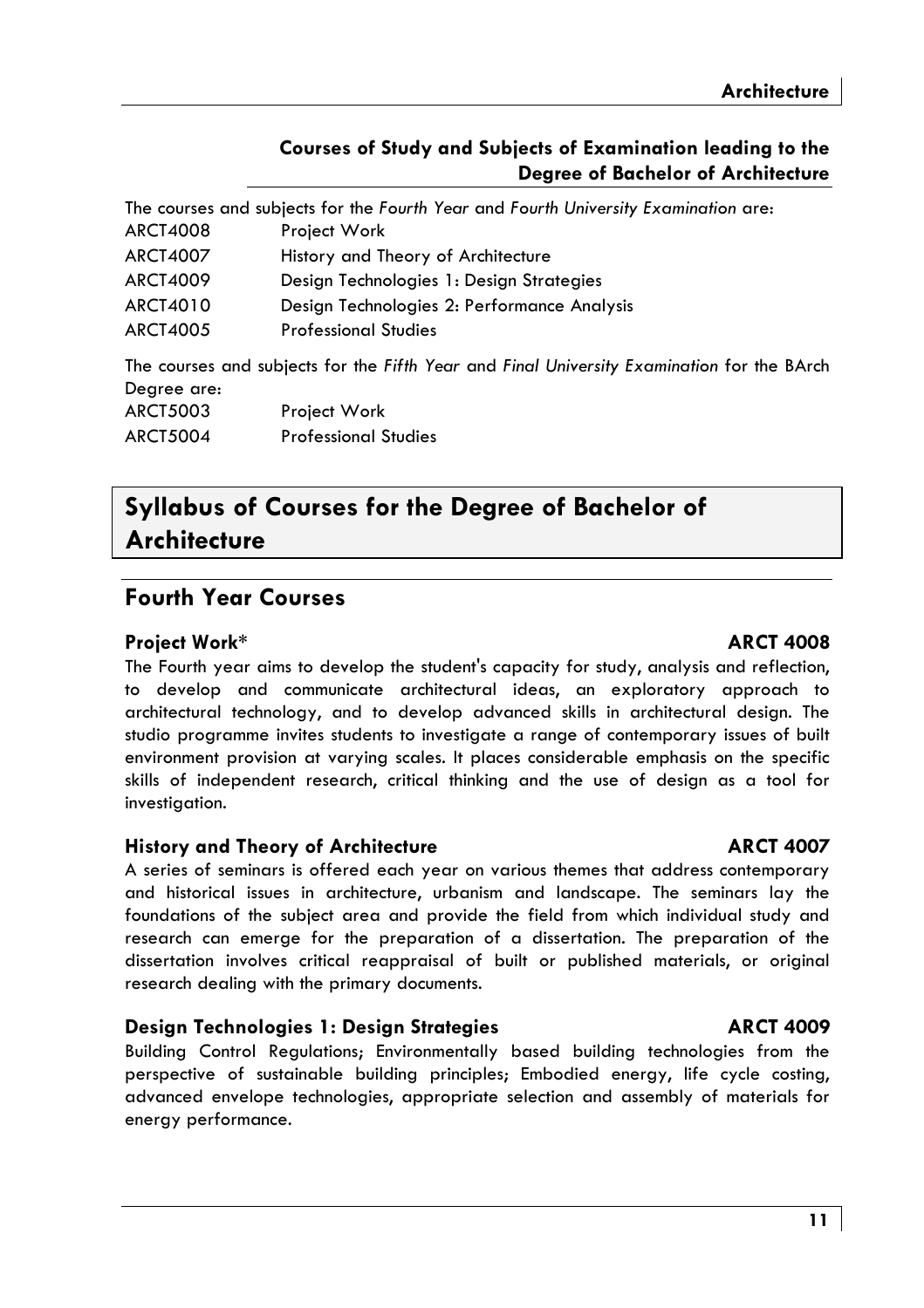### Courses of Study and Subjects of Examination leading to the Degree of Bachelor of Architecture

The courses and subjects for the *Fourth Year* and *Fourth University Examination* are:

| | |
|---|---|
| ARCT4008 | Project Work |
| ARCT4007 | History and Theory of Architecture |
| ARCT4009 | Design Technologies 1: Design Strategies |
| ARCT4010 | Design Technologies 2: Performance Analysis |
| ARCT4005 | Professional Studies |

The courses and subjects for the *Fifth Year* and *Final University Examination* for the BArch Degree are:

| | |
|---|---|
| ARCT5003 | Project Work |
| ARCT5004 | Professional Studies |

# Syllabus of Courses for the Degree of Bachelor of Architecture

## Fourth Year Courses

### Project Work* — ARCT 4008

The Fourth year aims to develop the student's capacity for study, analysis and reflection, to develop and communicate architectural ideas, an exploratory approach to architectural technology, and to develop advanced skills in architectural design. The studio programme invites students to investigate a range of contemporary issues of built environment provision at varying scales. It places considerable emphasis on the specific skills of independent research, critical thinking and the use of design as a tool for investigation.

### History and Theory of Architecture — ARCT 4007

A series of seminars is offered each year on various themes that address contemporary and historical issues in architecture, urbanism and landscape. The seminars lay the foundations of the subject area and provide the field from which individual study and research can emerge for the preparation of a dissertation. The preparation of the dissertation involves critical reappraisal of built or published materials, or original research dealing with the primary documents.

### Design Technologies 1: Design Strategies — ARCT 4009

Building Control Regulations; Environmentally based building technologies from the perspective of sustainable building principles; Embodied energy, life cycle costing, advanced envelope technologies, appropriate selection and assembly of materials for energy performance.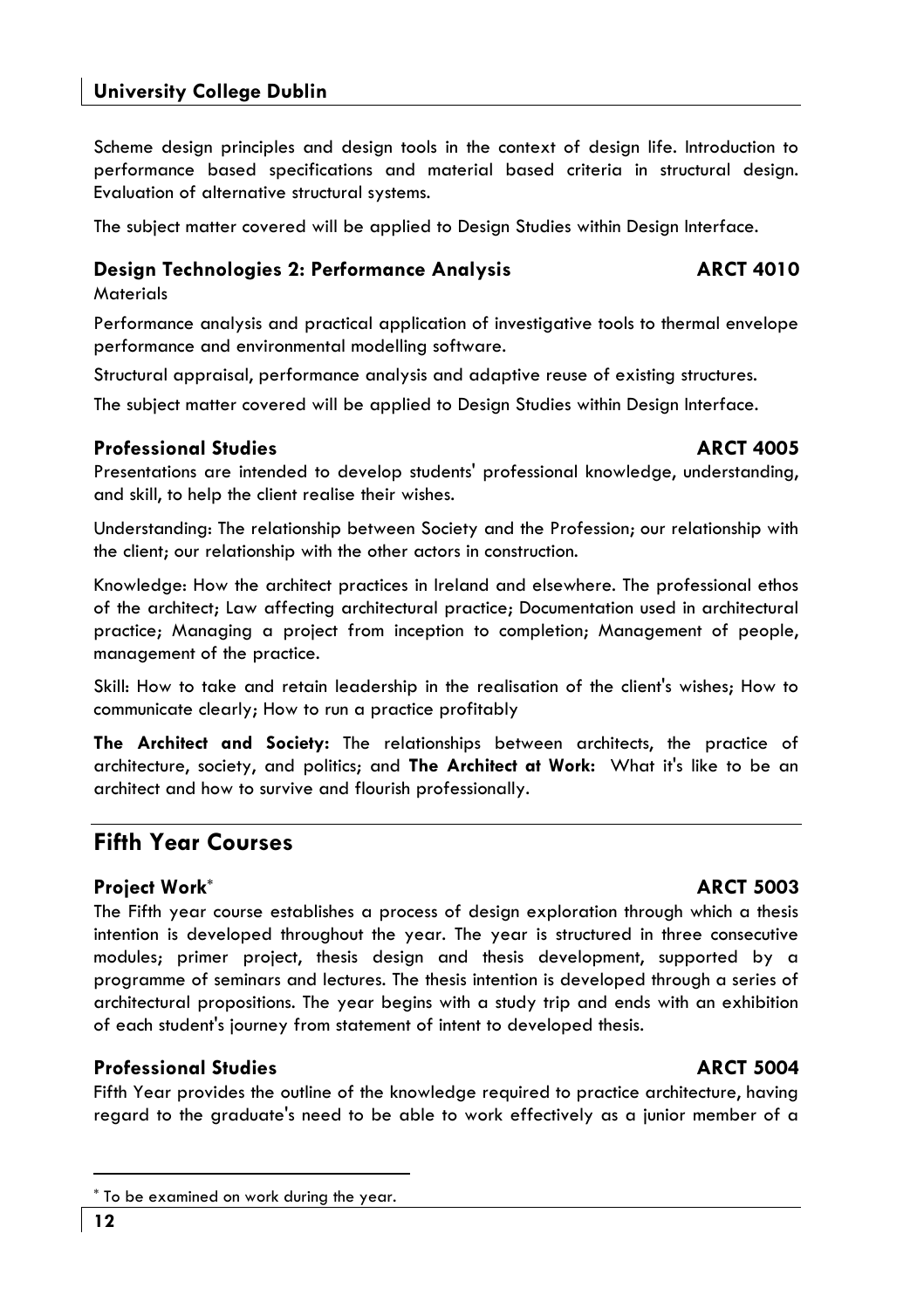Scheme design principles and design tools in the context of design life. Introduction to performance based specifications and material based criteria in structural design. Evaluation of alternative structural systems.

The subject matter covered will be applied to Design Studies within Design Interface.

### Design Technologies 2: Performance Analysis — ARCT 4010

Materials

Performance analysis and practical application of investigative tools to thermal envelope performance and environmental modelling software.

Structural appraisal, performance analysis and adaptive reuse of existing structures.

The subject matter covered will be applied to Design Studies within Design Interface.

### Professional Studies — ARCT 4005

Presentations are intended to develop students' professional knowledge, understanding, and skill, to help the client realise their wishes.

Understanding: The relationship between Society and the Profession; our relationship with the client; our relationship with the other actors in construction.

Knowledge: How the architect practices in Ireland and elsewhere. The professional ethos of the architect; Law affecting architectural practice; Documentation used in architectural practice; Managing a project from inception to completion; Management of people, management of the practice.

Skill: How to take and retain leadership in the realisation of the client's wishes; How to communicate clearly; How to run a practice profitably

**The Architect and Society:** The relationships between architects, the practice of architecture, society, and politics; and **The Architect at Work:** What it's like to be an architect and how to survive and flourish professionally.

## Fifth Year Courses

### Project Work* — ARCT 5003

The Fifth year course establishes a process of design exploration through which a thesis intention is developed throughout the year. The year is structured in three consecutive modules; primer project, thesis design and thesis development, supported by a programme of seminars and lectures. The thesis intention is developed through a series of architectural propositions. The year begins with a study trip and ends with an exhibition of each student's journey from statement of intent to developed thesis.

### Professional Studies — ARCT 5004

Fifth Year provides the outline of the knowledge required to practice architecture, having regard to the graduate's need to be able to work effectively as a junior member of a

---

* To be examined on work during the year.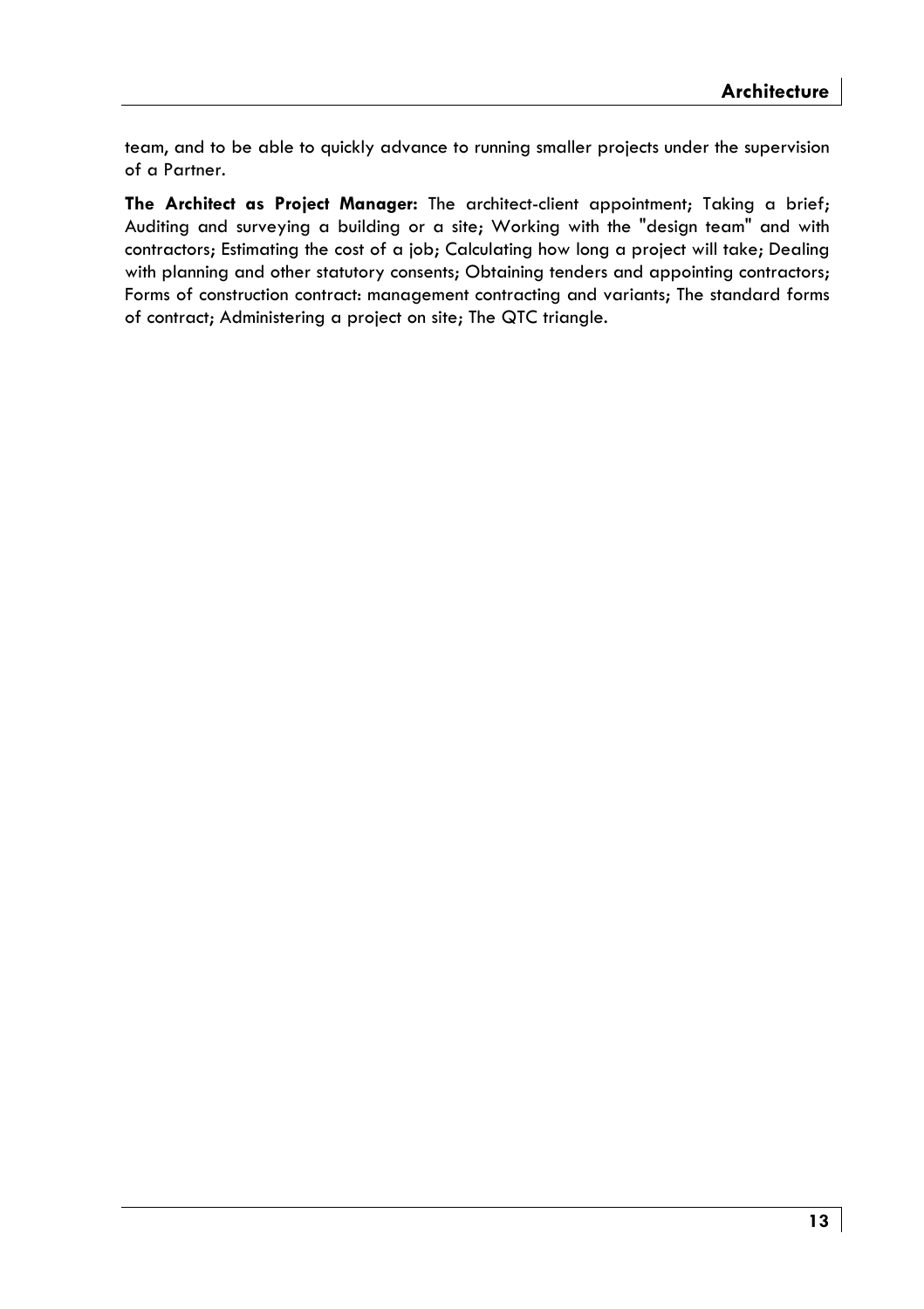team, and to be able to quickly advance to running smaller projects under the supervision of a Partner.

**The Architect as Project Manager:** The architect-client appointment; Taking a brief; Auditing and surveying a building or a site; Working with the "design team" and with contractors; Estimating the cost of a job; Calculating how long a project will take; Dealing with planning and other statutory consents; Obtaining tenders and appointing contractors; Forms of construction contract: management contracting and variants; The standard forms of contract; Administering a project on site; The QTC triangle.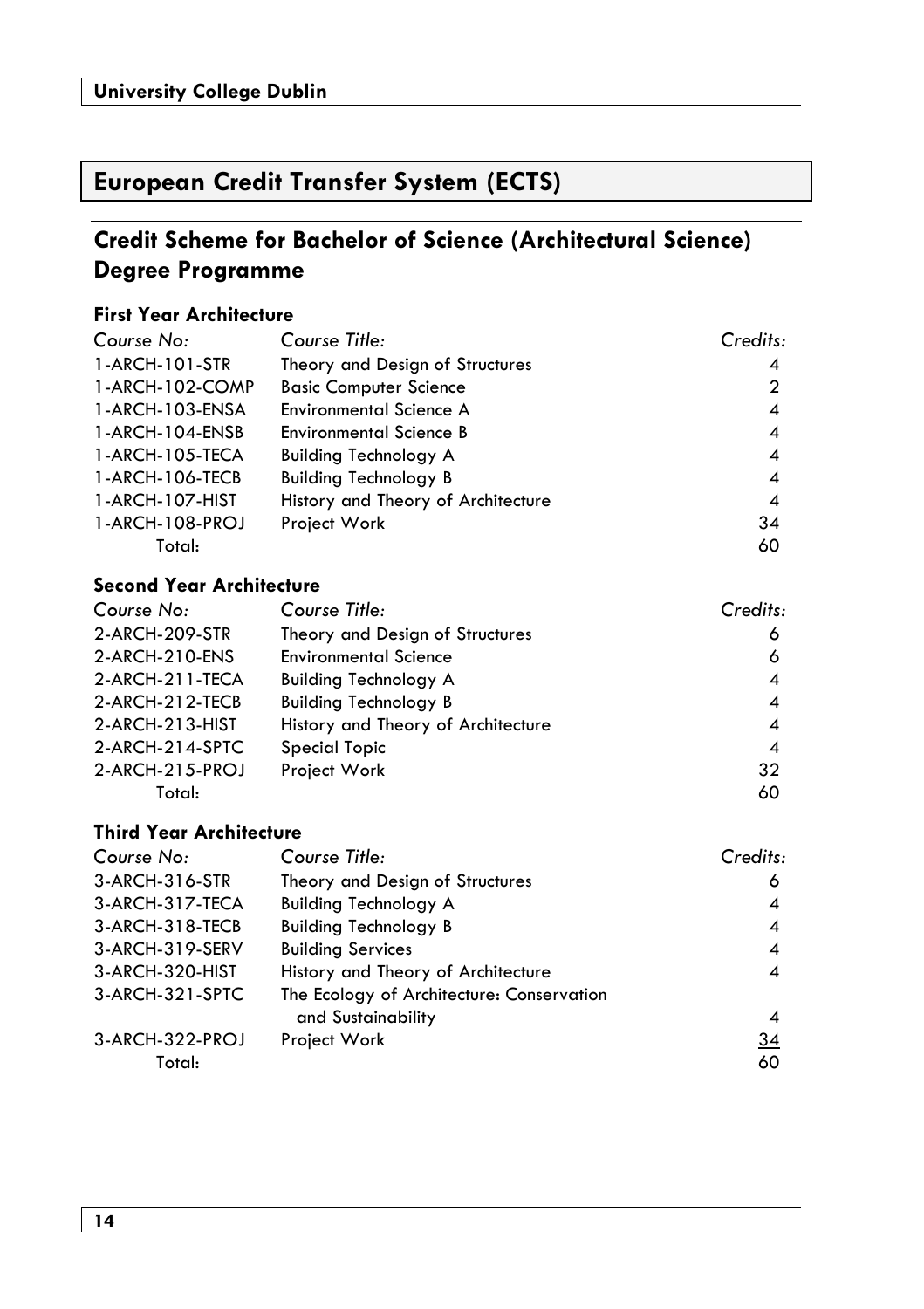# European Credit Transfer System (ECTS)

## Credit Scheme for Bachelor of Science (Architectural Science) Degree Programme

### First Year Architecture

| *Course No:* | *Course Title:* | *Credits:* |
|---|---|---|
| 1-ARCH-101-STR | Theory and Design of Structures | 4 |
| 1-ARCH-102-COMP | Basic Computer Science | 2 |
| 1-ARCH-103-ENSA | Environmental Science A | 4 |
| 1-ARCH-104-ENSB | Environmental Science B | 4 |
| 1-ARCH-105-TECA | Building Technology A | 4 |
| 1-ARCH-106-TECB | Building Technology B | 4 |
| 1-ARCH-107-HIST | History and Theory of Architecture | 4 |
| 1-ARCH-108-PROJ | Project Work | 34 |
| Total: | | 60 |

### Second Year Architecture

| *Course No:* | *Course Title:* | *Credits:* |
|---|---|---|
| 2-ARCH-209-STR | Theory and Design of Structures | 6 |
| 2-ARCH-210-ENS | Environmental Science | 6 |
| 2-ARCH-211-TECA | Building Technology A | 4 |
| 2-ARCH-212-TECB | Building Technology B | 4 |
| 2-ARCH-213-HIST | History and Theory of Architecture | 4 |
| 2-ARCH-214-SPTC | Special Topic | 4 |
| 2-ARCH-215-PROJ | Project Work | 32 |
| Total: | | 60 |

### Third Year Architecture

| *Course No:* | *Course Title:* | *Credits:* |
|---|---|---|
| 3-ARCH-316-STR | Theory and Design of Structures | 6 |
| 3-ARCH-317-TECA | Building Technology A | 4 |
| 3-ARCH-318-TECB | Building Technology B | 4 |
| 3-ARCH-319-SERV | Building Services | 4 |
| 3-ARCH-320-HIST | History and Theory of Architecture | 4 |
| 3-ARCH-321-SPTC | The Ecology of Architecture: Conservation and Sustainability | 4 |
| 3-ARCH-322-PROJ | Project Work | 34 |
| Total: | | 60 |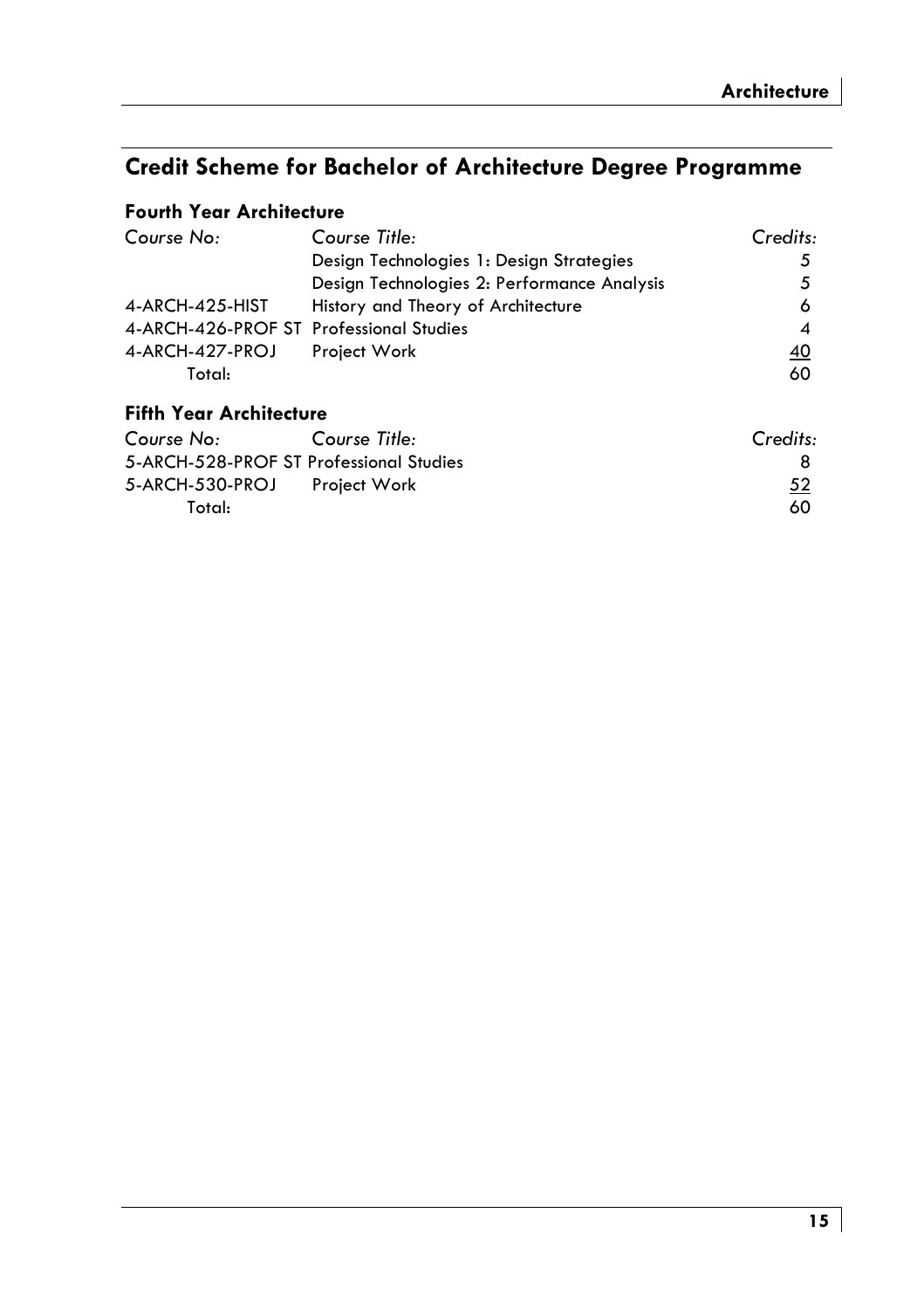## Credit Scheme for Bachelor of Architecture Degree Programme

### Fourth Year Architecture

| *Course No:* | *Course Title:* | *Credits:* |
|---|---|---|
| | Design Technologies 1: Design Strategies | 5 |
| | Design Technologies 2: Performance Analysis | 5 |
| 4-ARCH-425-HIST | History and Theory of Architecture | 6 |
| 4-ARCH-426-PROF ST | Professional Studies | 4 |
| 4-ARCH-427-PROJ | Project Work | 40 |
| Total: | | 60 |

### Fifth Year Architecture

| *Course No:* | *Course Title:* | *Credits:* |
|---|---|---|
| 5-ARCH-528-PROF ST | Professional Studies | 8 |
| 5-ARCH-530-PROJ | Project Work | 52 |
| Total: | | 60 |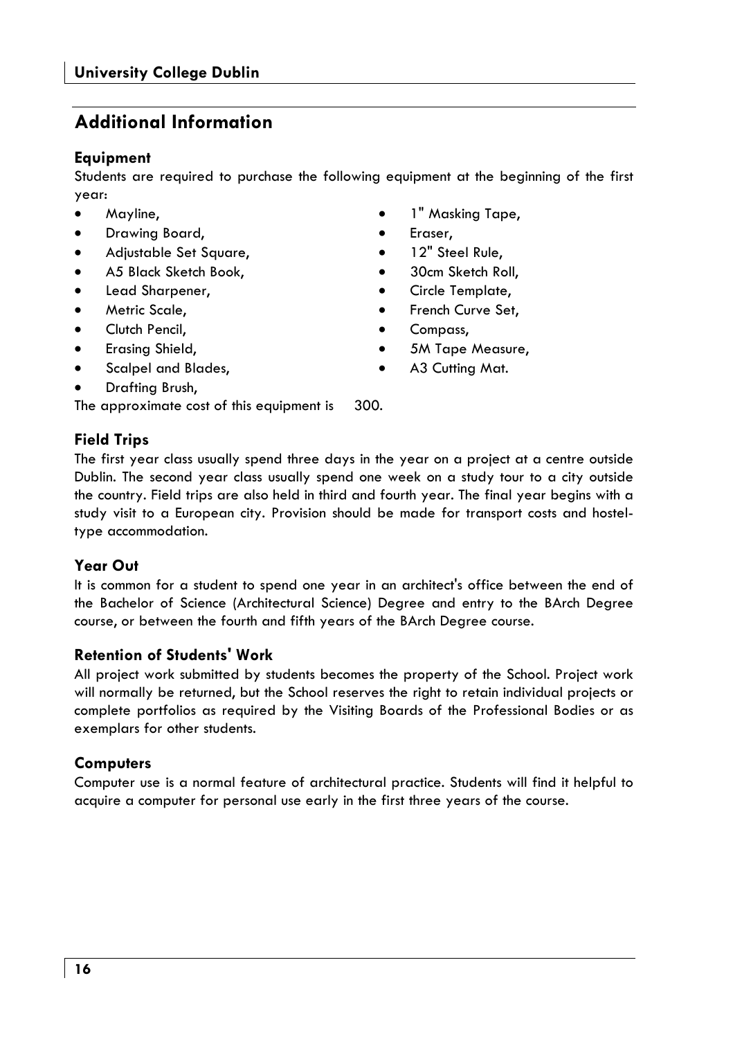## Additional Information

### Equipment

Students are required to purchase the following equipment at the beginning of the first year:

- Mayline,
- Drawing Board,
- Adjustable Set Square,
- A5 Black Sketch Book,
- Lead Sharpener,
- Metric Scale,
- Clutch Pencil,
- Erasing Shield,
- Scalpel and Blades,
- Drafting Brush,
- 1" Masking Tape,
- Eraser,
- 12" Steel Rule,
- 30cm Sketch Roll,
- Circle Template,
- French Curve Set,
- Compass,
- 5M Tape Measure,
- A3 Cutting Mat.

The approximate cost of this equipment is 300.

### Field Trips

The first year class usually spend three days in the year on a project at a centre outside Dublin. The second year class usually spend one week on a study tour to a city outside the country. Field trips are also held in third and fourth year. The final year begins with a study visit to a European city. Provision should be made for transport costs and hostel-type accommodation.

### Year Out

It is common for a student to spend one year in an architect's office between the end of the Bachelor of Science (Architectural Science) Degree and entry to the BArch Degree course, or between the fourth and fifth years of the BArch Degree course.

### Retention of Students' Work

All project work submitted by students becomes the property of the School. Project work will normally be returned, but the School reserves the right to retain individual projects or complete portfolios as required by the Visiting Boards of the Professional Bodies or as exemplars for other students.

### Computers

Computer use is a normal feature of architectural practice. Students will find it helpful to acquire a computer for personal use early in the first three years of the course.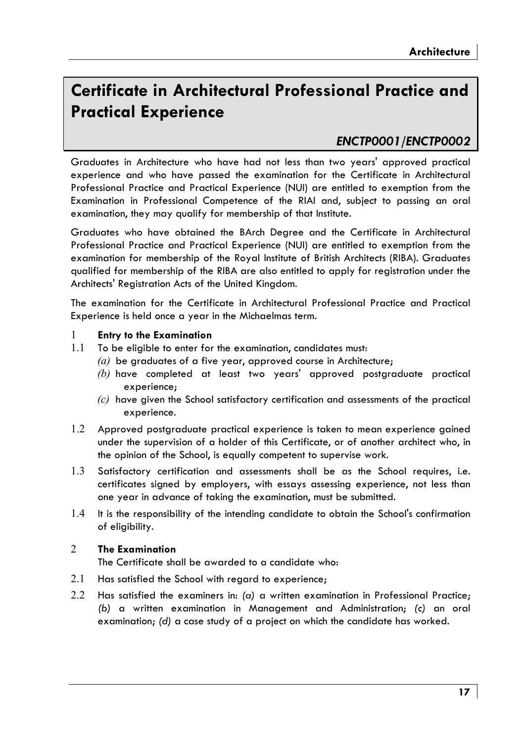# Certificate in Architectural Professional Practice and Practical Experience

### *ENCTP0001/ENCTP0002*

Graduates in Architecture who have had not less than two years' approved practical experience and who have passed the examination for the Certificate in Architectural Professional Practice and Practical Experience (NUI) are entitled to exemption from the Examination in Professional Competence of the RIAI and, subject to passing an oral examination, they may qualify for membership of that Institute.

Graduates who have obtained the BArch Degree and the Certificate in Architectural Professional Practice and Practical Experience (NUI) are entitled to exemption from the examination for membership of the Royal Institute of British Architects (RIBA). Graduates qualified for membership of the RIBA are also entitled to apply for registration under the Architects' Registration Acts of the United Kingdom.

The examination for the Certificate in Architectural Professional Practice and Practical Experience is held once a year in the Michaelmas term.

## 1 Entry to the Examination

1.1 To be eligible to enter for the examination, candidates must:

- *(a)* be graduates of a five year, approved course in Architecture;
- *(b)* have completed at least two years' approved postgraduate practical experience;
- *(c)* have given the School satisfactory certification and assessments of the practical experience.

1.2 Approved postgraduate practical experience is taken to mean experience gained under the supervision of a holder of this Certificate, or of another architect who, in the opinion of the School, is equally competent to supervise work.

1.3 Satisfactory certification and assessments shall be as the School requires, i.e. certificates signed by employers, with essays assessing experience, not less than one year in advance of taking the examination, must be submitted.

1.4 It is the responsibility of the intending candidate to obtain the School's confirmation of eligibility.

## 2 The Examination

The Certificate shall be awarded to a candidate who:

2.1 Has satisfied the School with regard to experience;

2.2 Has satisfied the examiners in: *(a)* a written examination in Professional Practice; *(b)* a written examination in Management and Administration; *(c)* an oral examination; *(d)* a case study of a project on which the candidate has worked.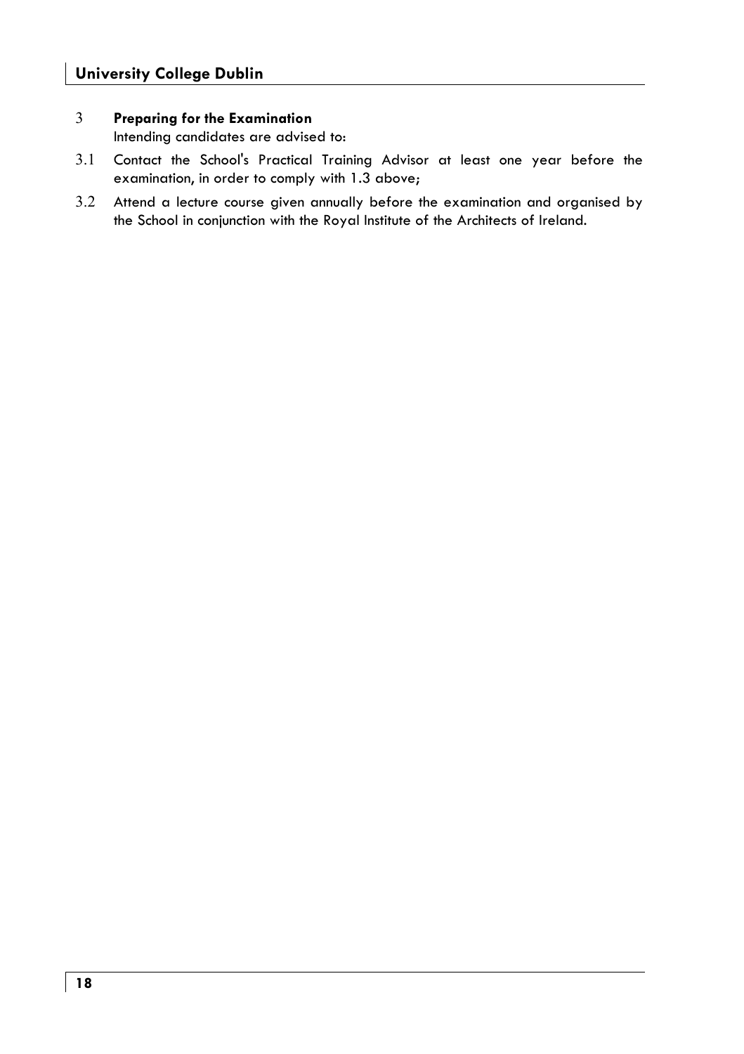## 3 Preparing for the Examination

Intending candidates are advised to:

3.1 Contact the School's Practical Training Advisor at least one year before the examination, in order to comply with 1.3 above;

3.2 Attend a lecture course given annually before the examination and organised by the School in conjunction with the Royal Institute of the Architects of Ireland.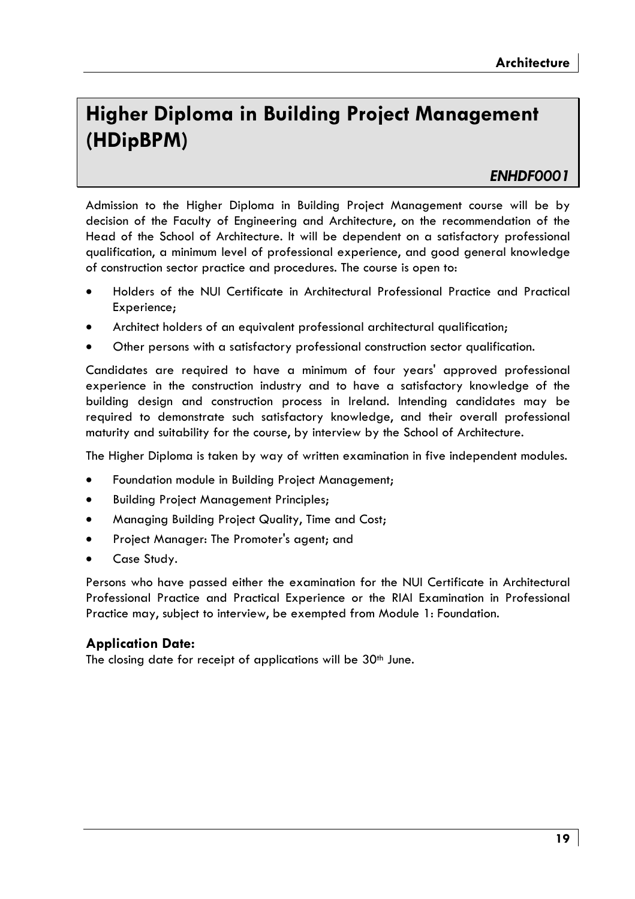# Higher Diploma in Building Project Management (HDipBPM)

***ENHDF0001***

Admission to the Higher Diploma in Building Project Management course will be by decision of the Faculty of Engineering and Architecture, on the recommendation of the Head of the School of Architecture. It will be dependent on a satisfactory professional qualification, a minimum level of professional experience, and good general knowledge of construction sector practice and procedures. The course is open to:

- Holders of the NUI Certificate in Architectural Professional Practice and Practical Experience;
- Architect holders of an equivalent professional architectural qualification;
- Other persons with a satisfactory professional construction sector qualification.

Candidates are required to have a minimum of four years' approved professional experience in the construction industry and to have a satisfactory knowledge of the building design and construction process in Ireland. Intending candidates may be required to demonstrate such satisfactory knowledge, and their overall professional maturity and suitability for the course, by interview by the School of Architecture.

The Higher Diploma is taken by way of written examination in five independent modules.

- Foundation module in Building Project Management;
- Building Project Management Principles;
- Managing Building Project Quality, Time and Cost;
- Project Manager: The Promoter's agent; and
- Case Study.

Persons who have passed either the examination for the NUI Certificate in Architectural Professional Practice and Practical Experience or the RIAI Examination in Professional Practice may, subject to interview, be exempted from Module 1: Foundation.

### Application Date:

The closing date for receipt of applications will be 30th June.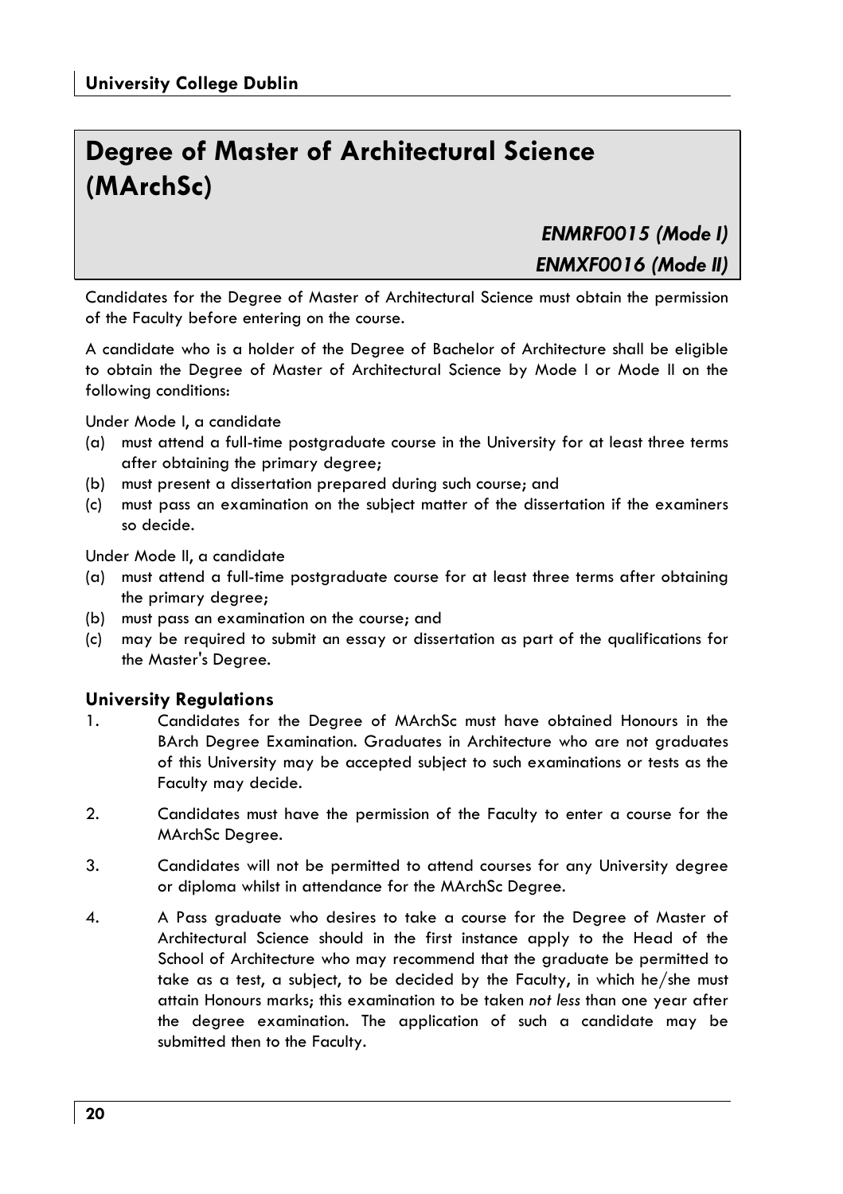# Degree of Master of Architectural Science (MArchSc)

***ENMRF0015 (Mode I)***

***ENMXF0016 (Mode II)***

Candidates for the Degree of Master of Architectural Science must obtain the permission of the Faculty before entering on the course.

A candidate who is a holder of the Degree of Bachelor of Architecture shall be eligible to obtain the Degree of Master of Architectural Science by Mode I or Mode II on the following conditions:

Under Mode I, a candidate

(a) must attend a full-time postgraduate course in the University for at least three terms after obtaining the primary degree;
(b) must present a dissertation prepared during such course; and
(c) must pass an examination on the subject matter of the dissertation if the examiners so decide.

Under Mode II, a candidate

(a) must attend a full-time postgraduate course for at least three terms after obtaining the primary degree;
(b) must pass an examination on the course; and
(c) may be required to submit an essay or dissertation as part of the qualifications for the Master's Degree.

### University Regulations

1. Candidates for the Degree of MArchSc must have obtained Honours in the BArch Degree Examination. Graduates in Architecture who are not graduates of this University may be accepted subject to such examinations or tests as the Faculty may decide.

2. Candidates must have the permission of the Faculty to enter a course for the MArchSc Degree.

3. Candidates will not be permitted to attend courses for any University degree or diploma whilst in attendance for the MArchSc Degree.

4. A Pass graduate who desires to take a course for the Degree of Master of Architectural Science should in the first instance apply to the Head of the School of Architecture who may recommend that the graduate be permitted to take as a test, a subject, to be decided by the Faculty, in which he/she must attain Honours marks; this examination to be taken *not less* than one year after the degree examination. The application of such a candidate may be submitted then to the Faculty.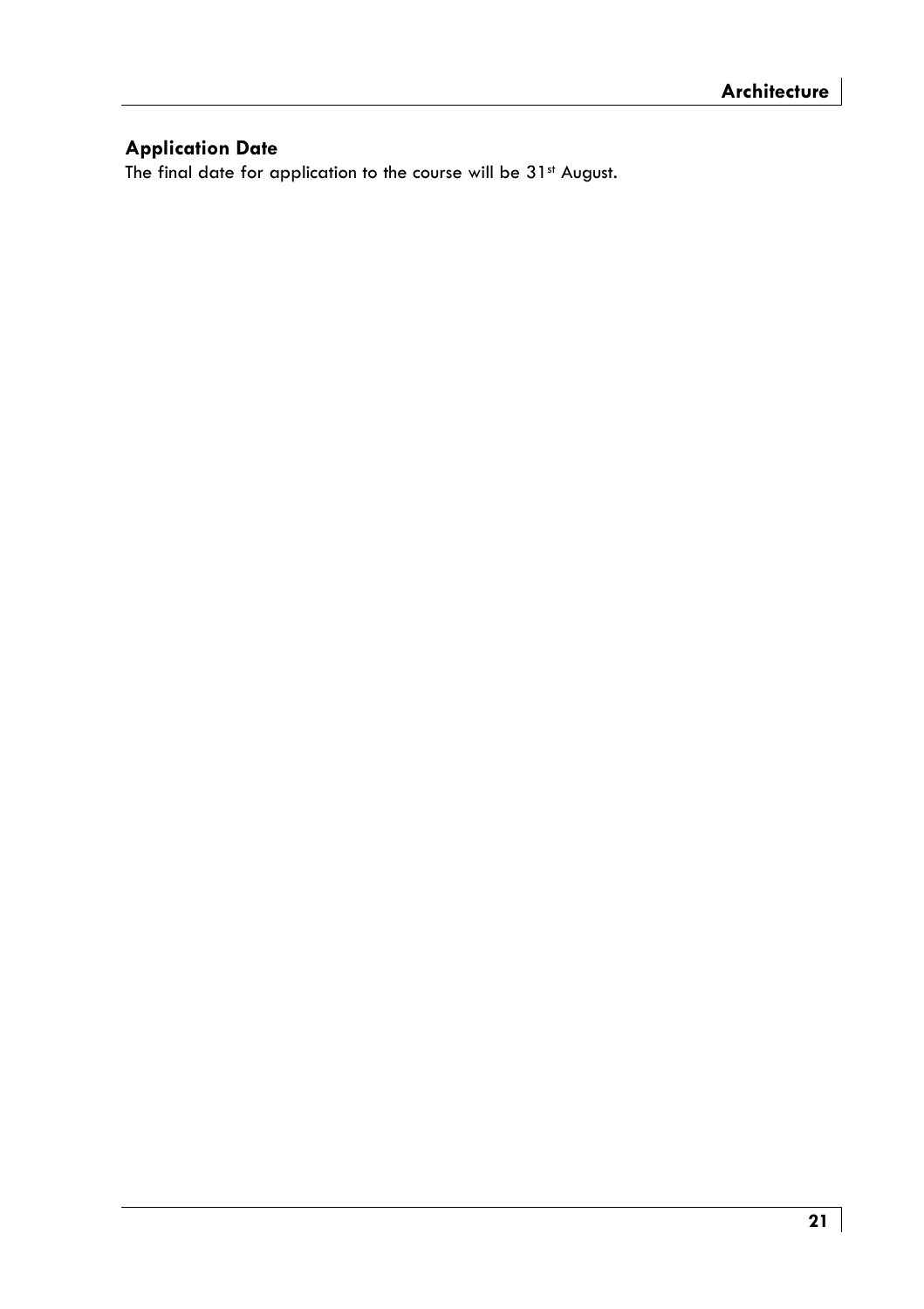## Application Date

The final date for application to the course will be 31st August.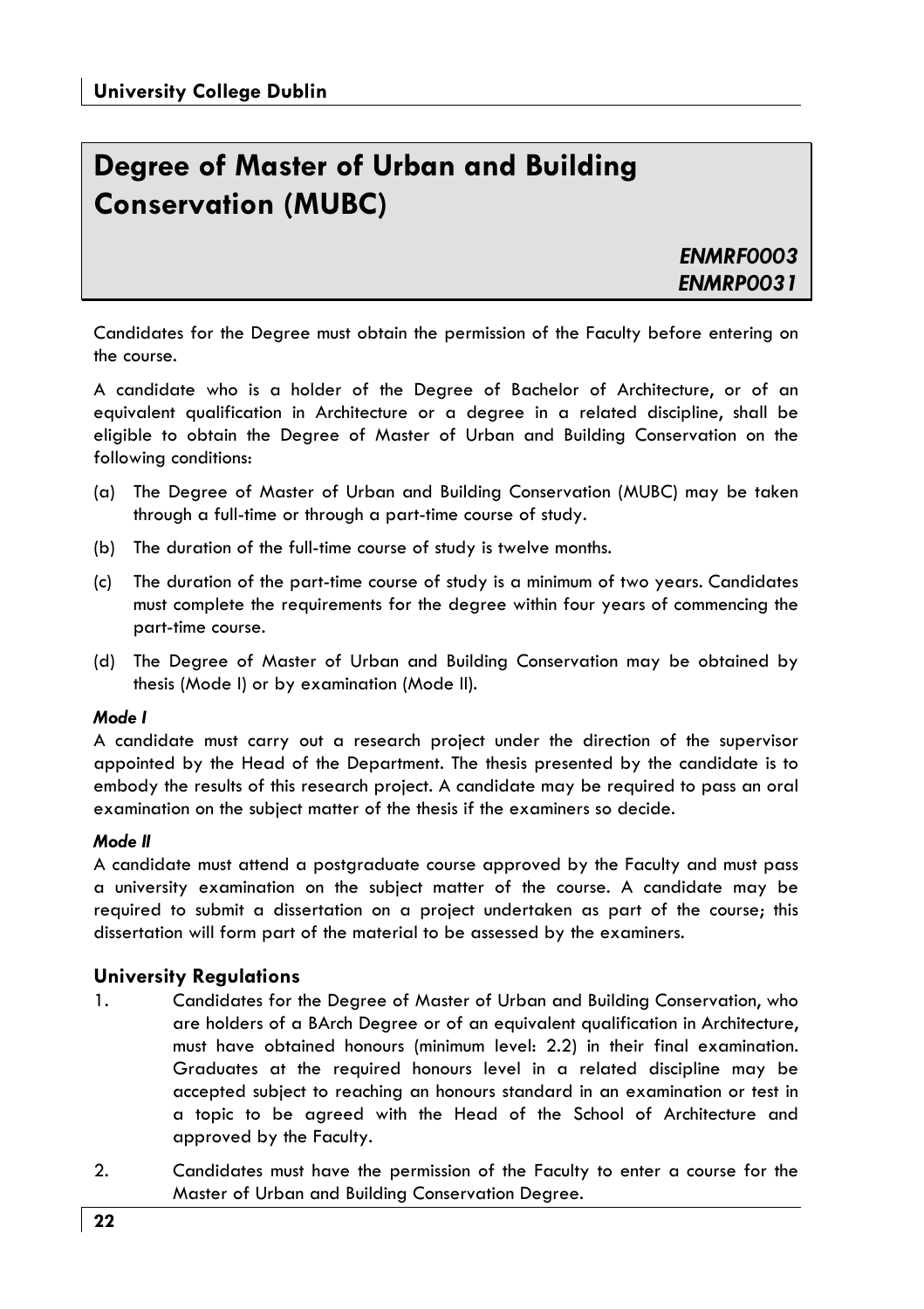# Degree of Master of Urban and Building Conservation (MUBC)

***ENMRF0003***
***ENMRP0031***

Candidates for the Degree must obtain the permission of the Faculty before entering on the course.

A candidate who is a holder of the Degree of Bachelor of Architecture, or of an equivalent qualification in Architecture or a degree in a related discipline, shall be eligible to obtain the Degree of Master of Urban and Building Conservation on the following conditions:

(a) The Degree of Master of Urban and Building Conservation (MUBC) may be taken through a full-time or through a part-time course of study.

(b) The duration of the full-time course of study is twelve months.

(c) The duration of the part-time course of study is a minimum of two years. Candidates must complete the requirements for the degree within four years of commencing the part-time course.

(d) The Degree of Master of Urban and Building Conservation may be obtained by thesis (Mode I) or by examination (Mode II).

***Mode I***

A candidate must carry out a research project under the direction of the supervisor appointed by the Head of the Department. The thesis presented by the candidate is to embody the results of this research project. A candidate may be required to pass an oral examination on the subject matter of the thesis if the examiners so decide.

***Mode II***

A candidate must attend a postgraduate course approved by the Faculty and must pass a university examination on the subject matter of the course. A candidate may be required to submit a dissertation on a project undertaken as part of the course; this dissertation will form part of the material to be assessed by the examiners.

### University Regulations

1. Candidates for the Degree of Master of Urban and Building Conservation, who are holders of a BArch Degree or of an equivalent qualification in Architecture, must have obtained honours (minimum level: 2.2) in their final examination. Graduates at the required honours level in a related discipline may be accepted subject to reaching an honours standard in an examination or test in a topic to be agreed with the Head of the School of Architecture and approved by the Faculty.

2. Candidates must have the permission of the Faculty to enter a course for the Master of Urban and Building Conservation Degree.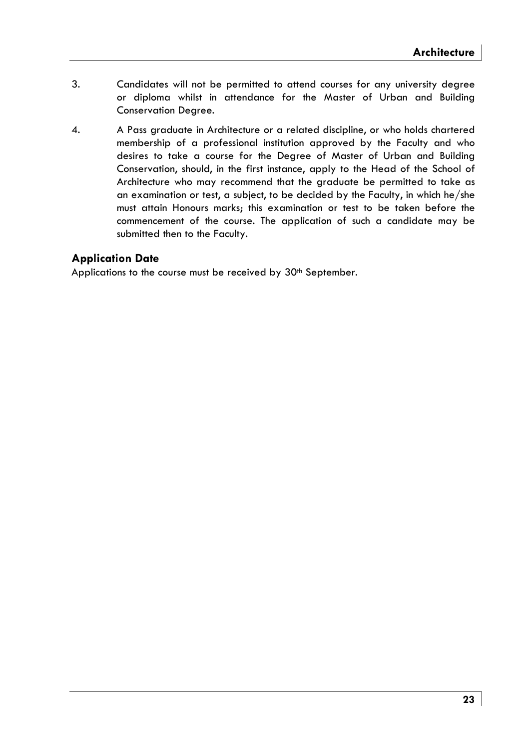3. Candidates will not be permitted to attend courses for any university degree or diploma whilst in attendance for the Master of Urban and Building Conservation Degree.

4. A Pass graduate in Architecture or a related discipline, or who holds chartered membership of a professional institution approved by the Faculty and who desires to take a course for the Degree of Master of Urban and Building Conservation, should, in the first instance, apply to the Head of the School of Architecture who may recommend that the graduate be permitted to take as an examination or test, a subject, to be decided by the Faculty, in which he/she must attain Honours marks; this examination or test to be taken before the commencement of the course. The application of such a candidate may be submitted then to the Faculty.

## Application Date

Applications to the course must be received by 30th September.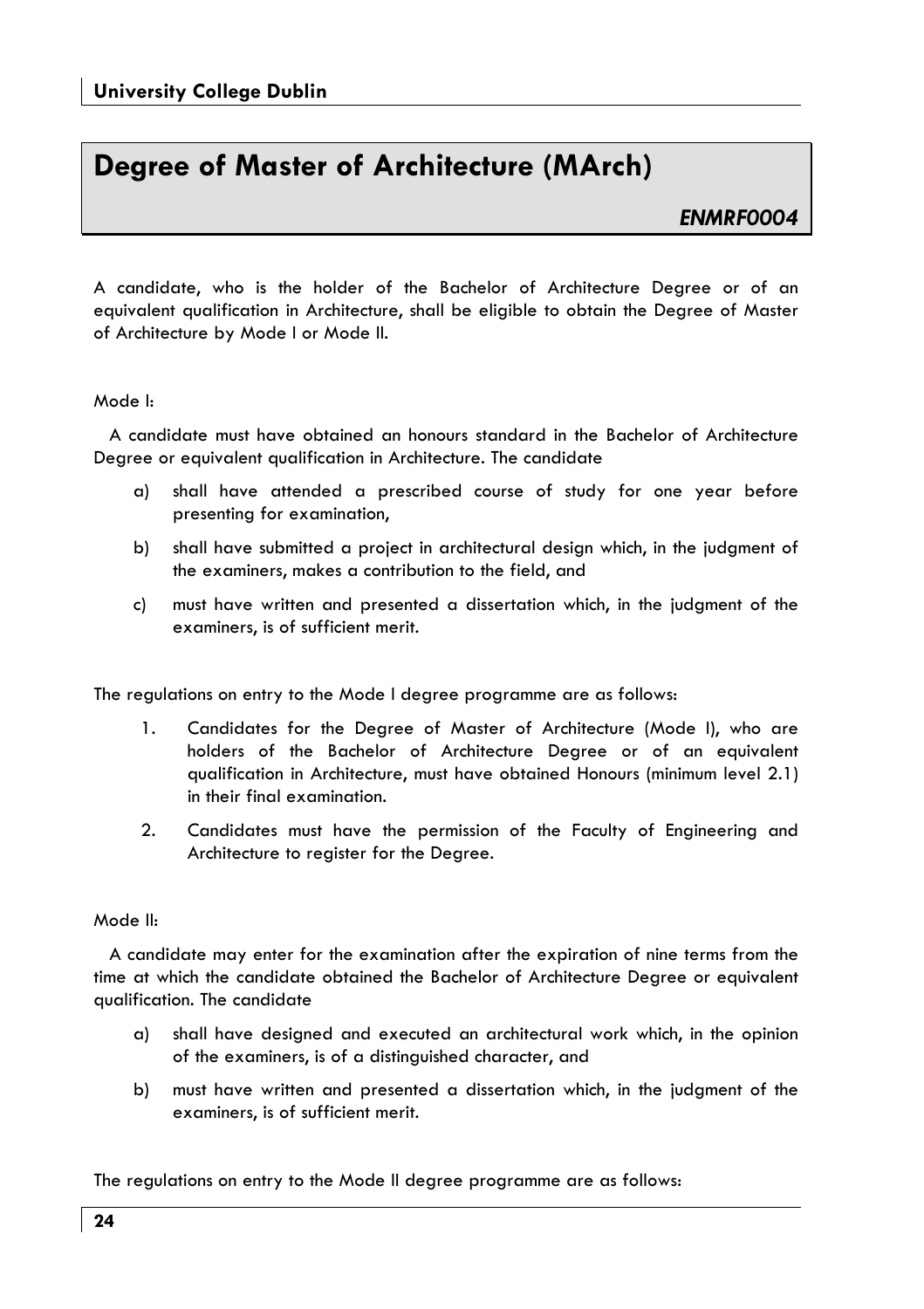# Degree of Master of Architecture (MArch)

***ENMRF0004***

A candidate, who is the holder of the Bachelor of Architecture Degree or of an equivalent qualification in Architecture, shall be eligible to obtain the Degree of Master of Architecture by Mode I or Mode II.

Mode I:

A candidate must have obtained an honours standard in the Bachelor of Architecture Degree or equivalent qualification in Architecture. The candidate

a) shall have attended a prescribed course of study for one year before presenting for examination,

b) shall have submitted a project in architectural design which, in the judgment of the examiners, makes a contribution to the field, and

c) must have written and presented a dissertation which, in the judgment of the examiners, is of sufficient merit.

The regulations on entry to the Mode I degree programme are as follows:

1. Candidates for the Degree of Master of Architecture (Mode I), who are holders of the Bachelor of Architecture Degree or of an equivalent qualification in Architecture, must have obtained Honours (minimum level 2.1) in their final examination.
2. Candidates must have the permission of the Faculty of Engineering and Architecture to register for the Degree.

Mode II:

A candidate may enter for the examination after the expiration of nine terms from the time at which the candidate obtained the Bachelor of Architecture Degree or equivalent qualification. The candidate

a) shall have designed and executed an architectural work which, in the opinion of the examiners, is of a distinguished character, and

b) must have written and presented a dissertation which, in the judgment of the examiners, is of sufficient merit.

The regulations on entry to the Mode II degree programme are as follows: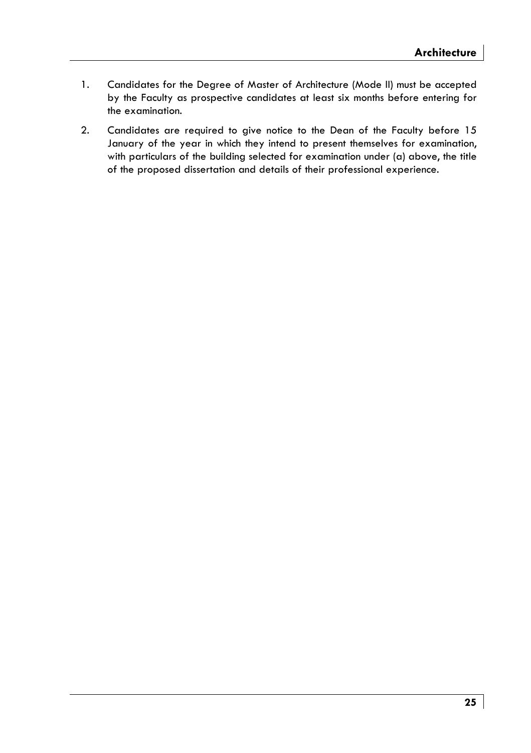1. Candidates for the Degree of Master of Architecture (Mode II) must be accepted by the Faculty as prospective candidates at least six months before entering for the examination.

2. Candidates are required to give notice to the Dean of the Faculty before 15 January of the year in which they intend to present themselves for examination, with particulars of the building selected for examination under (a) above, the title of the proposed dissertation and details of their professional experience.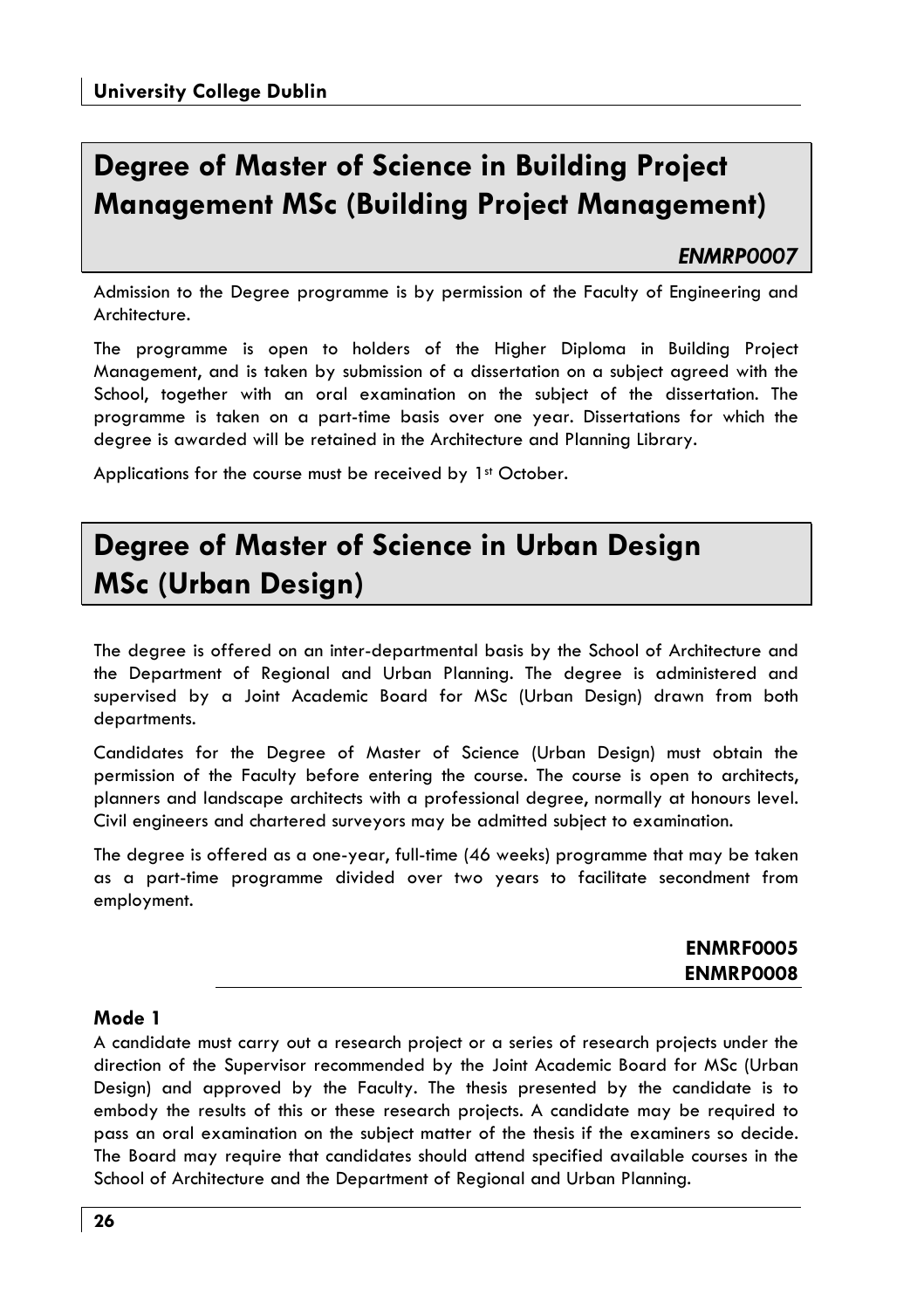# Degree of Master of Science in Building Project Management MSc (Building Project Management)

***ENMRP0007***

Admission to the Degree programme is by permission of the Faculty of Engineering and Architecture.

The programme is open to holders of the Higher Diploma in Building Project Management, and is taken by submission of a dissertation on a subject agreed with the School, together with an oral examination on the subject of the dissertation. The programme is taken on a part-time basis over one year. Dissertations for which the degree is awarded will be retained in the Architecture and Planning Library.

Applications for the course must be received by 1st October.

# Degree of Master of Science in Urban Design MSc (Urban Design)

The degree is offered on an inter-departmental basis by the School of Architecture and the Department of Regional and Urban Planning. The degree is administered and supervised by a Joint Academic Board for MSc (Urban Design) drawn from both departments.

Candidates for the Degree of Master of Science (Urban Design) must obtain the permission of the Faculty before entering the course. The course is open to architects, planners and landscape architects with a professional degree, normally at honours level. Civil engineers and chartered surveyors may be admitted subject to examination.

The degree is offered as a one-year, full-time (46 weeks) programme that may be taken as a part-time programme divided over two years to facilitate secondment from employment.

**ENMRF0005**
**ENMRP0008**

### Mode 1

A candidate must carry out a research project or a series of research projects under the direction of the Supervisor recommended by the Joint Academic Board for MSc (Urban Design) and approved by the Faculty. The thesis presented by the candidate is to embody the results of this or these research projects. A candidate may be required to pass an oral examination on the subject matter of the thesis if the examiners so decide. The Board may require that candidates should attend specified available courses in the School of Architecture and the Department of Regional and Urban Planning.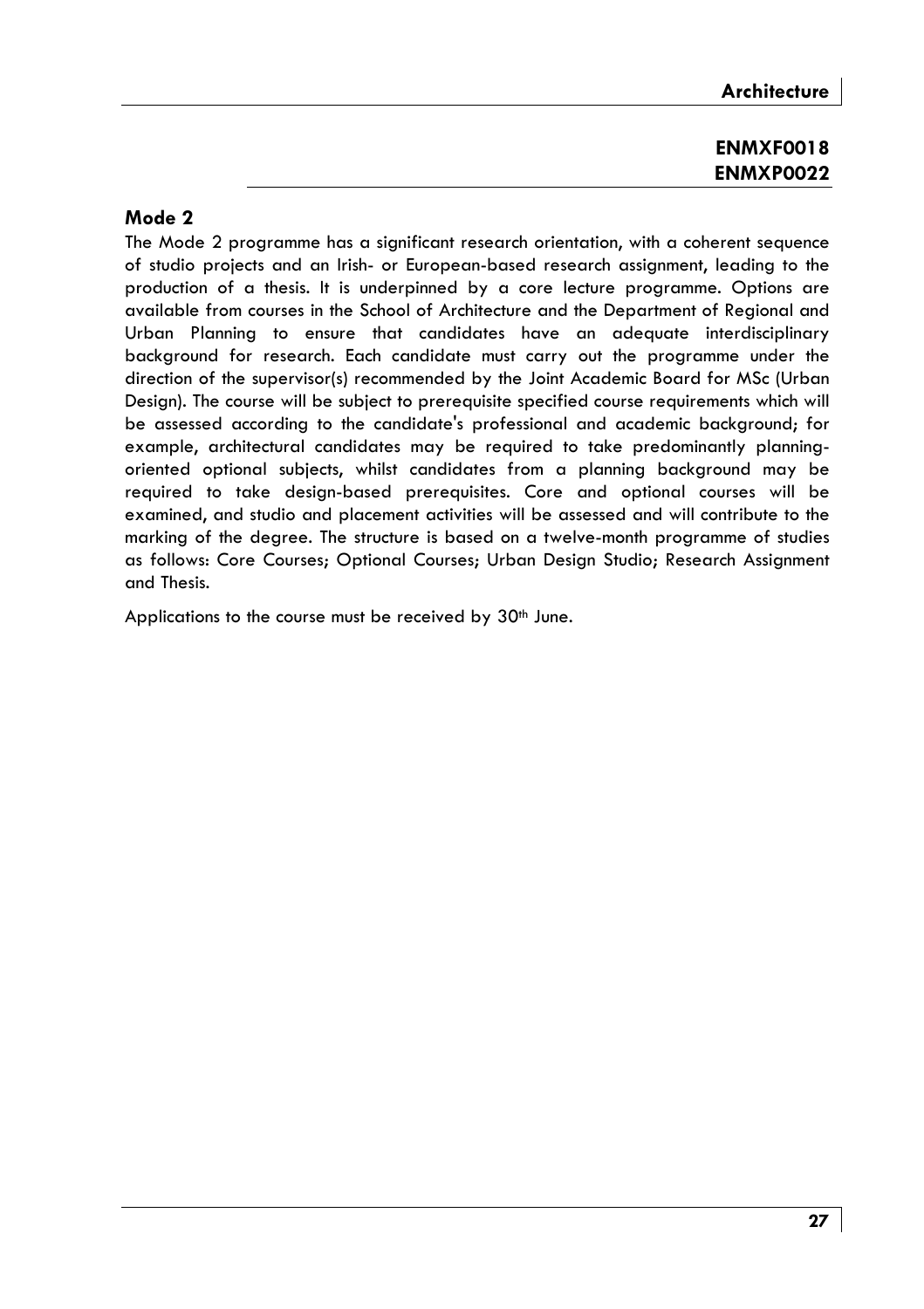**ENMXF0018**
**ENMXP0022**

## Mode 2

The Mode 2 programme has a significant research orientation, with a coherent sequence of studio projects and an Irish- or European-based research assignment, leading to the production of a thesis. It is underpinned by a core lecture programme. Options are available from courses in the School of Architecture and the Department of Regional and Urban Planning to ensure that candidates have an adequate interdisciplinary background for research. Each candidate must carry out the programme under the direction of the supervisor(s) recommended by the Joint Academic Board for MSc (Urban Design). The course will be subject to prerequisite specified course requirements which will be assessed according to the candidate's professional and academic background; for example, architectural candidates may be required to take predominantly planning-oriented optional subjects, whilst candidates from a planning background may be required to take design-based prerequisites. Core and optional courses will be examined, and studio and placement activities will be assessed and will contribute to the marking of the degree. The structure is based on a twelve-month programme of studies as follows: Core Courses; Optional Courses; Urban Design Studio; Research Assignment and Thesis.

Applications to the course must be received by 30th June.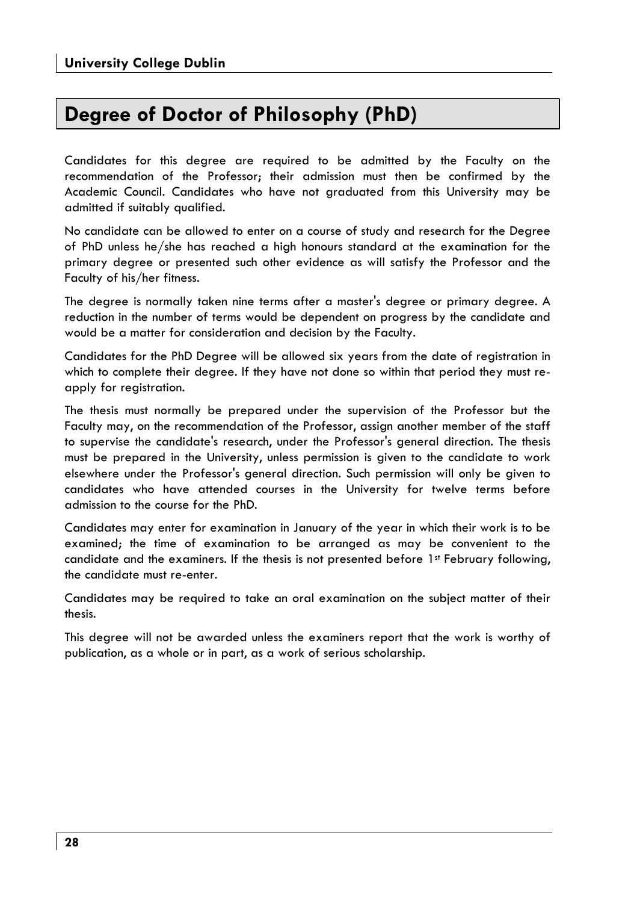# Degree of Doctor of Philosophy (PhD)

Candidates for this degree are required to be admitted by the Faculty on the recommendation of the Professor; their admission must then be confirmed by the Academic Council. Candidates who have not graduated from this University may be admitted if suitably qualified.

No candidate can be allowed to enter on a course of study and research for the Degree of PhD unless he/she has reached a high honours standard at the examination for the primary degree or presented such other evidence as will satisfy the Professor and the Faculty of his/her fitness.

The degree is normally taken nine terms after a master's degree or primary degree. A reduction in the number of terms would be dependent on progress by the candidate and would be a matter for consideration and decision by the Faculty.

Candidates for the PhD Degree will be allowed six years from the date of registration in which to complete their degree. If they have not done so within that period they must re-apply for registration.

The thesis must normally be prepared under the supervision of the Professor but the Faculty may, on the recommendation of the Professor, assign another member of the staff to supervise the candidate's research, under the Professor's general direction. The thesis must be prepared in the University, unless permission is given to the candidate to work elsewhere under the Professor's general direction. Such permission will only be given to candidates who have attended courses in the University for twelve terms before admission to the course for the PhD.

Candidates may enter for examination in January of the year in which their work is to be examined; the time of examination to be arranged as may be convenient to the candidate and the examiners. If the thesis is not presented before 1st February following, the candidate must re-enter.

Candidates may be required to take an oral examination on the subject matter of their thesis.

This degree will not be awarded unless the examiners report that the work is worthy of publication, as a whole or in part, as a work of serious scholarship.